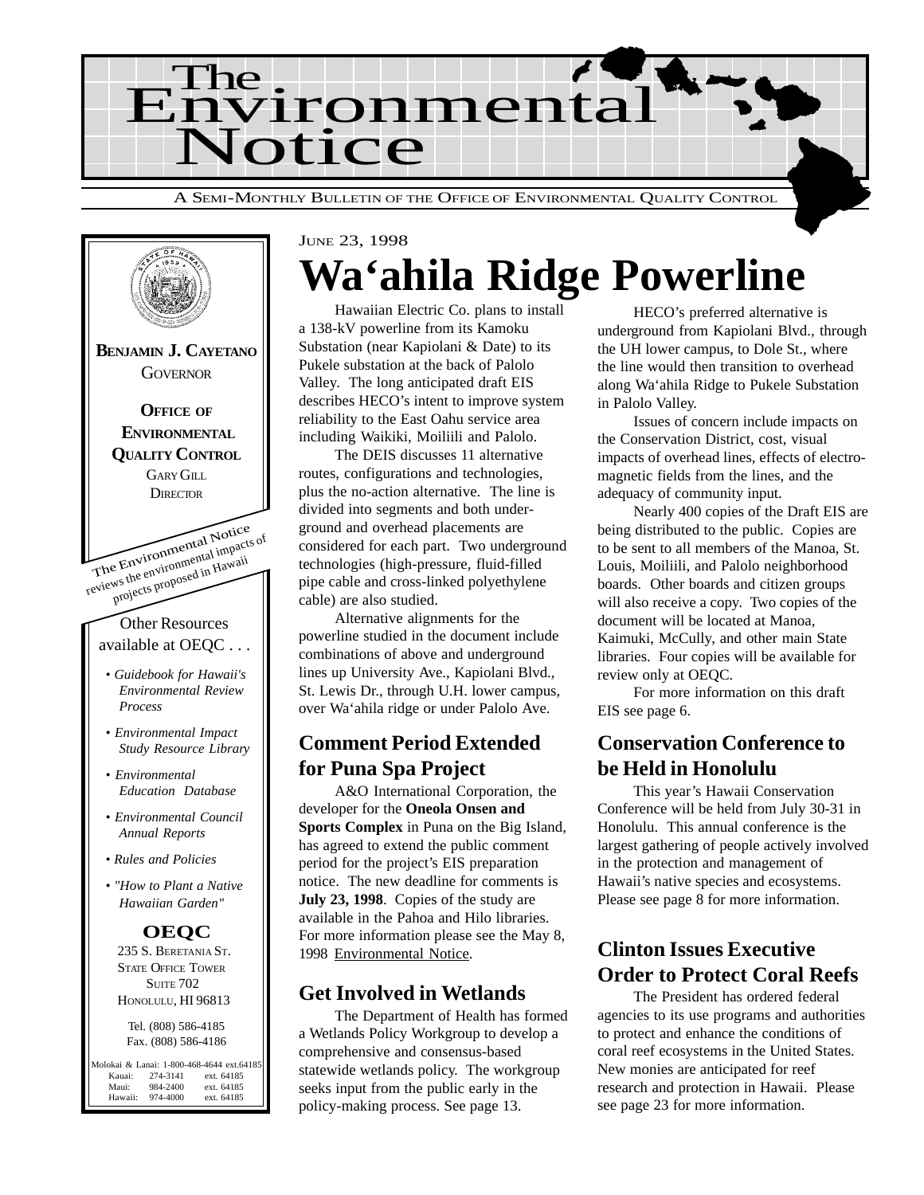# The Environmental Notice

A SEMI-MONTHLY BULLETIN OF THE OFFICE OF ENVIRONMENTAL QUALITY CONTROL

**BENJAMIN J. CAYETANO**
GOVERNOR

**OFFICE OF ENVIRONMENTAL QUALITY CONTROL**
GARY GILL
DIRECTOR

The Environmental Notice reviews the environmental impacts of projects proposed in Hawaii

Other Resources available at OEQC . . .

- *Guidebook for Hawaii's Environmental Review Process*
- *Environmental Impact Study Resource Library*
- *Environmental Education Database*
- *Environmental Council Annual Reports*
- *Rules and Policies*
- *"How to Plant a Native Hawaiian Garden"*

**OEQC**
235 S. BERETANIA ST.
STATE OFFICE TOWER
SUITE 702
HONOLULU, HI 96813

Tel. (808) 586-4185
Fax. (808) 586-4186

Molokai & Lanai: 1-800-468-4644 ext.64185
Kauai: 274-3141 ext. 64185
Maui: 984-2400 ext. 64185
Hawaii: 974-4000 ext. 64185

JUNE 23, 1998

# Wa'ahila Ridge Powerline

Hawaiian Electric Co. plans to install a 138-kV powerline from its Kamoku Substation (near Kapiolani & Date) to its Pukele substation at the back of Palolo Valley. The long anticipated draft EIS describes HECO's intent to improve system reliability to the East Oahu service area including Waikiki, Moiliili and Palolo.

The DEIS discusses 11 alternative routes, configurations and technologies, plus the no-action alternative. The line is divided into segments and both underground and overhead placements are considered for each part. Two underground technologies (high-pressure, fluid-filled pipe cable and cross-linked polyethylene cable) are also studied.

Alternative alignments for the powerline studied in the document include combinations of above and underground lines up University Ave., Kapiolani Blvd., St. Lewis Dr., through U.H. lower campus, over Wa'ahila ridge or under Palolo Ave.

HECO's preferred alternative is underground from Kapiolani Blvd., through the UH lower campus, to Dole St., where the line would then transition to overhead along Wa'ahila Ridge to Pukele Substation in Palolo Valley.

Issues of concern include impacts on the Conservation District, cost, visual impacts of overhead lines, effects of electro-magnetic fields from the lines, and the adequacy of community input.

Nearly 400 copies of the Draft EIS are being distributed to the public. Copies are to be sent to all members of the Manoa, St. Louis, Moiliili, and Palolo neighborhood boards. Other boards and citizen groups will also receive a copy. Two copies of the document will be located at Manoa, Kaimuki, McCully, and other main State libraries. Four copies will be available for review only at OEQC.

For more information on this draft EIS see page 6.

## Comment Period Extended for Puna Spa Project

A&O International Corporation, the developer for the **Oneola Onsen and Sports Complex** in Puna on the Big Island, has agreed to extend the public comment period for the project's EIS preparation notice. The new deadline for comments is **July 23, 1998**. Copies of the study are available in the Pahoa and Hilo libraries. For more information please see the May 8, 1998 Environmental Notice.

## Get Involved in Wetlands

The Department of Health has formed a Wetlands Policy Workgroup to develop a comprehensive and consensus-based statewide wetlands policy. The workgroup seeks input from the public early in the policy-making process. See page 13.

## Conservation Conference to be Held in Honolulu

This year's Hawaii Conservation Conference will be held from July 30-31 in Honolulu. This annual conference is the largest gathering of people actively involved in the protection and management of Hawaii's native species and ecosystems. Please see page 8 for more information.

## Clinton Issues Executive Order to Protect Coral Reefs

The President has ordered federal agencies to its use programs and authorities to protect and enhance the conditions of coral reef ecosystems in the United States. New monies are anticipated for reef research and protection in Hawaii. Please see page 23 for more information.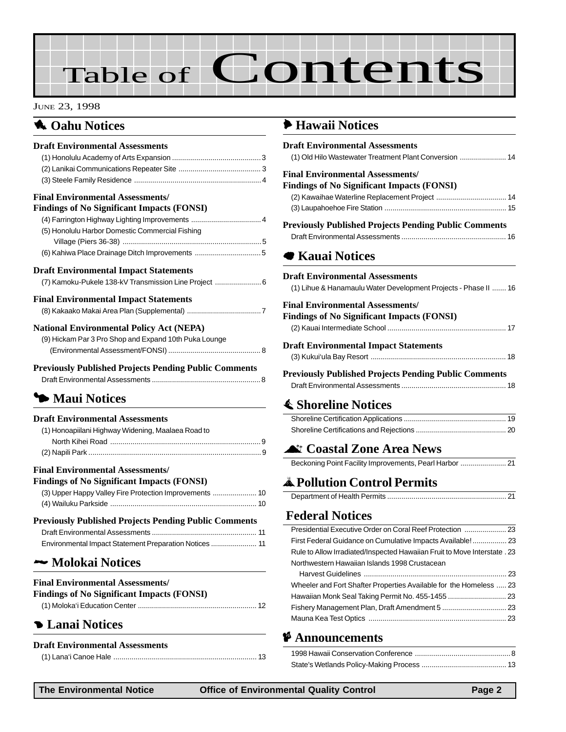# Table of Contents

June 23, 1998

## Oahu Notices

### Draft Environmental Assessments

(1) Honolulu Academy of Arts Expansion ............................................ 3
(2) Lanikai Communications Repeater Site ......................................... 3
(3) Steele Family Residence ............................................................... 4

### Final Environmental Assessments/ Findings of No Significant Impacts (FONSI)

(4) Farrington Highway Lighting Improvements .................................. 4
(5) Honolulu Harbor Domestic Commercial Fishing Village (Piers 36-38) .................................................................... 5
(6) Kahiwa Place Drainage Ditch Improvements ................................ 5

### Draft Environmental Impact Statements

(7) Kamoku-Pukele 138-kV Transmission Line Project ....................... 6

### Final Environmental Impact Statements

(8) Kakaako Makai Area Plan (Supplemental) .................................... 7

### National Environmental Policy Act (NEPA)

(9) Hickam Par 3 Pro Shop and Expand 10th Puka Lounge (Environmental Assessment/FONSI) .............................................. 8

### Previously Published Projects Pending Public Comments

Draft Environmental Assessments ...................................................... 8

## Maui Notices

### Draft Environmental Assessments

(1) Honoapiilani Highway Widening, Maalaea Road to North Kihei Road .......................................................................... 9
(2) Napili Park ..................................................................................... 9

### Final Environmental Assessments/ Findings of No Significant Impacts (FONSI)

(3) Upper Happy Valley Fire Protection Improvements ...................... 10
(4) Wailuku Parkside ........................................................................ 10

### Previously Published Projects Pending Public Comments

Draft Environmental Assessments .................................................... 11
Environmental Impact Statement Preparation Notices ....................... 11

## Molokai Notices

### Final Environmental Assessments/ Findings of No Significant Impacts (FONSI)

(1) Moloka'i Education Center ........................................................... 12

## Lanai Notices

### Draft Environmental Assessments

(1) Lana'i Canoe Hale ...................................................................... 13

## Hawaii Notices

### Draft Environmental Assessments

(1) Old Hilo Wastewater Treatment Plant Conversion ....................... 14

### Final Environmental Assessments/ Findings of No Significant Impacts (FONSI)

(2) Kawaihae Waterline Replacement Project .................................. 14
(3) Laupahoehoe Fire Station ............................................................ 15

### Previously Published Projects Pending Public Comments

Draft Environmental Assessments .................................................... 16

## Kauai Notices

### Draft Environmental Assessments

(1) Lihue & Hanamaulu Water Development Projects - Phase II ....... 16

### Final Environmental Assessments/ Findings of No Significant Impacts (FONSI)

(2) Kauai Intermediate School ........................................................... 17

### Draft Environmental Impact Statements

(3) Kukui'ula Bay Resort ................................................................... 18

### Previously Published Projects Pending Public Comments

Draft Environmental Assessments .................................................... 18

## Shoreline Notices

Shoreline Certification Applications ................................................... 19
Shoreline Certifications and Rejections ............................................ 20

## Coastal Zone Area News

Beckoning Point Facility Improvements, Pearl Harbor ....................... 21

## Pollution Control Permits

Department of Health Permits ........................................................... 21

## Federal Notices

Presidential Executive Order on Coral Reef Protection ..................... 23
First Federal Guidance on Cumulative Impacts Available! ................. 23
Rule to Allow Irradiated/Inspected Hawaiian Fruit to Move Interstate . 23
Northwestern Hawaiian Islands 1998 Crustacean Harvest Guidelines ...................................................................... 23
Wheeler and Fort Shafter Properties Available for the Homeless ..... 23
Hawaiian Monk Seal Taking Permit No. 455-1455 ............................. 23
Fishery Management Plan, Draft Amendment 5 ................................ 23
Mauna Kea Test Optics .................................................................... 23

## Announcements

1998 Hawaii Conservation Conference ............................................... 8
State's Wetlands Policy-Making Process .......................................... 13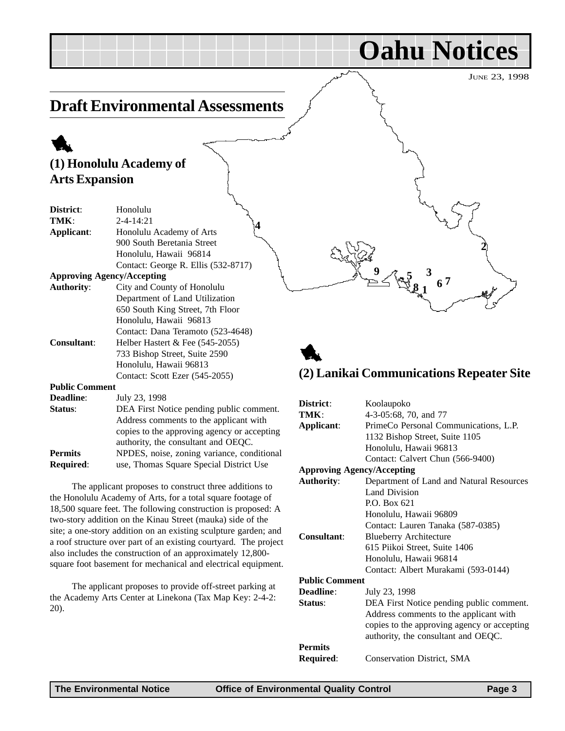# Oahu Notices

June 23, 1998

## Draft Environmental Assessments

### (1) Honolulu Academy of Arts Expansion

| | |
|---|---|
| **District**: | Honolulu |
| **TMK**: | 2-4-14:21 |
| **Applicant**: | Honolulu Academy of Arts<br>900 South Beretania Street<br>Honolulu, Hawaii 96814<br>Contact: George R. Ellis (532-8717) |
| **Approving Agency/Accepting Authority**: | City and County of Honolulu<br>Department of Land Utilization<br>650 South King Street, 7th Floor<br>Honolulu, Hawaii 96813<br>Contact: Dana Teramoto (523-4648) |
| **Consultant**: | Helber Hastert & Fee (545-2055)<br>733 Bishop Street, Suite 2590<br>Honolulu, Hawaii 96813<br>Contact: Scott Ezer (545-2055) |
| **Public Comment Deadline**: | July 23, 1998 |
| **Status**: | DEA First Notice pending public comment. Address comments to the applicant with copies to the approving agency or accepting authority, the consultant and OEQC. |
| **Permits Required**: | NPDES, noise, zoning variance, conditional use, Thomas Square Special District Use |

The applicant proposes to construct three additions to the Honolulu Academy of Arts, for a total square footage of 18,500 square feet. The following construction is proposed: A two-story addition on the Kinau Street (mauka) side of the site; a one-story addition on an existing sculpture garden; and a roof structure over part of an existing courtyard. The project also includes the construction of an approximately 12,800-square foot basement for mechanical and electrical equipment.

The applicant proposes to provide off-street parking at the Academy Arts Center at Linekona (Tax Map Key: 2-4-2: 20).

### (2) Lanikai Communications Repeater Site

| | |
|---|---|
| **District**: | Koolaupoko |
| **TMK**: | 4-3-05:68, 70, and 77 |
| **Applicant**: | PrimeCo Personal Communications, L.P.<br>1132 Bishop Street, Suite 1105<br>Honolulu, Hawaii 96813<br>Contact: Calvert Chun (566-9400) |
| **Approving Agency/Accepting Authority**: | Department of Land and Natural Resources<br>Land Division<br>P.O. Box 621<br>Honolulu, Hawaii 96809<br>Contact: Lauren Tanaka (587-0385) |
| **Consultant**: | Blueberry Architecture<br>615 Piikoi Street, Suite 1406<br>Honolulu, Hawaii 96814<br>Contact: Albert Murakami (593-0144) |
| **Public Comment Deadline**: | July 23, 1998 |
| **Status**: | DEA First Notice pending public comment. Address comments to the applicant with copies to the approving agency or accepting authority, the consultant and OEQC. |
| **Permits Required**: | Conservation District, SMA |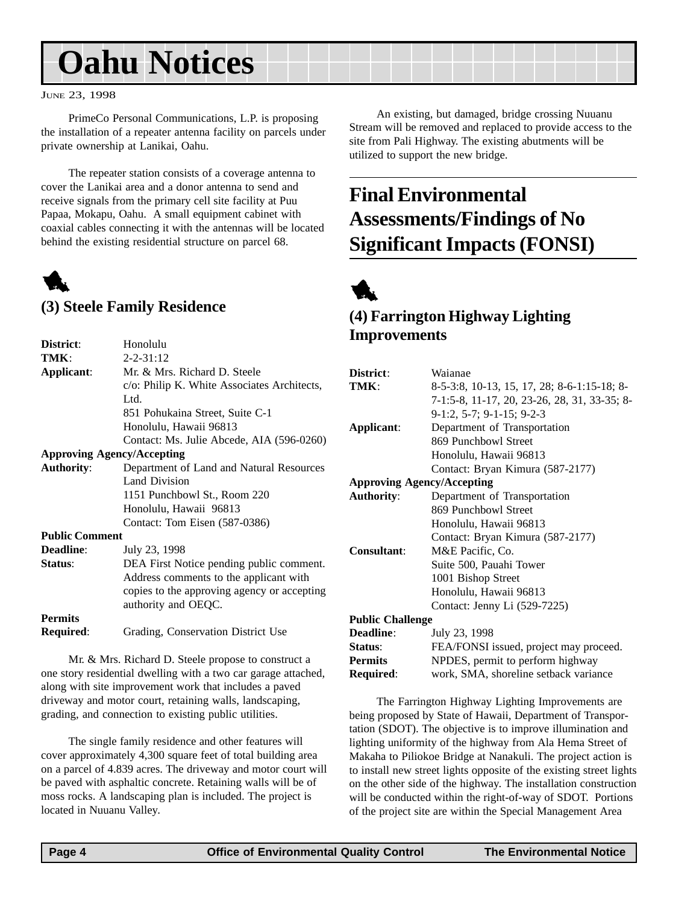# Oahu Notices

June 23, 1998

PrimeCo Personal Communications, L.P. is proposing the installation of a repeater antenna facility on parcels under private ownership at Lanikai, Oahu.

The repeater station consists of a coverage antenna to cover the Lanikai area and a donor antenna to send and receive signals from the primary cell site facility at Puu Papaa, Mokapu, Oahu. A small equipment cabinet with coaxial cables connecting it with the antennas will be located behind the existing residential structure on parcel 68.

### (3) Steele Family Residence

| | |
|---|---|
| **District**: | Honolulu |
| **TMK**: | 2-2-31:12 |
| **Applicant**: | Mr. & Mrs. Richard D. Steele<br>c/o: Philip K. White Associates Architects, Ltd.<br>851 Pohukaina Street, Suite C-1<br>Honolulu, Hawaii 96813<br>Contact: Ms. Julie Abcede, AIA (596-0260) |
| **Approving Agency/Accepting Authority**: | Department of Land and Natural Resources<br>Land Division<br>1151 Punchbowl St., Room 220<br>Honolulu, Hawaii 96813<br>Contact: Tom Eisen (587-0386) |
| **Public Comment Deadline**: | July 23, 1998 |
| **Status**: | DEA First Notice pending public comment. Address comments to the applicant with copies to the approving agency or accepting authority and OEQC. |
| **Permits Required**: | Grading, Conservation District Use |

Mr. & Mrs. Richard D. Steele propose to construct a one story residential dwelling with a two car garage attached, along with site improvement work that includes a paved driveway and motor court, retaining walls, landscaping, grading, and connection to existing public utilities.

The single family residence and other features will cover approximately 4,300 square feet of total building area on a parcel of 4.839 acres. The driveway and motor court will be paved with asphaltic concrete. Retaining walls will be of moss rocks. A landscaping plan is included. The project is located in Nuuanu Valley.

An existing, but damaged, bridge crossing Nuuanu Stream will be removed and replaced to provide access to the site from Pali Highway. The existing abutments will be utilized to support the new bridge.

## Final Environmental Assessments/Findings of No Significant Impacts (FONSI)

### (4) Farrington Highway Lighting Improvements

| | |
|---|---|
| **District**: | Waianae |
| **TMK**: | 8-5-3:8, 10-13, 15, 17, 28; 8-6-1:15-18; 8-7-1:5-8, 11-17, 20, 23-26, 28, 31, 33-35; 8-9-1:2, 5-7; 9-1-15; 9-2-3 |
| **Applicant**: | Department of Transportation<br>869 Punchbowl Street<br>Honolulu, Hawaii 96813<br>Contact: Bryan Kimura (587-2177) |
| **Approving Agency/Accepting Authority**: | Department of Transportation<br>869 Punchbowl Street<br>Honolulu, Hawaii 96813<br>Contact: Bryan Kimura (587-2177) |
| **Consultant**: | M&E Pacific, Co.<br>Suite 500, Pauahi Tower<br>1001 Bishop Street<br>Honolulu, Hawaii 96813<br>Contact: Jenny Li (529-7225) |
| **Public Challenge Deadline**: | July 23, 1998 |
| **Status**: | FEA/FONSI issued, project may proceed. |
| **Permits Required**: | NPDES, permit to perform highway work, SMA, shoreline setback variance |

The Farrington Highway Lighting Improvements are being proposed by State of Hawaii, Department of Transportation (SDOT). The objective is to improve illumination and lighting uniformity of the highway from Ala Hema Street of Makaha to Piliokoe Bridge at Nanakuli. The project action is to install new street lights opposite of the existing street lights on the other side of the highway. The installation construction will be conducted within the right-of-way of SDOT. Portions of the project site are within the Special Management Area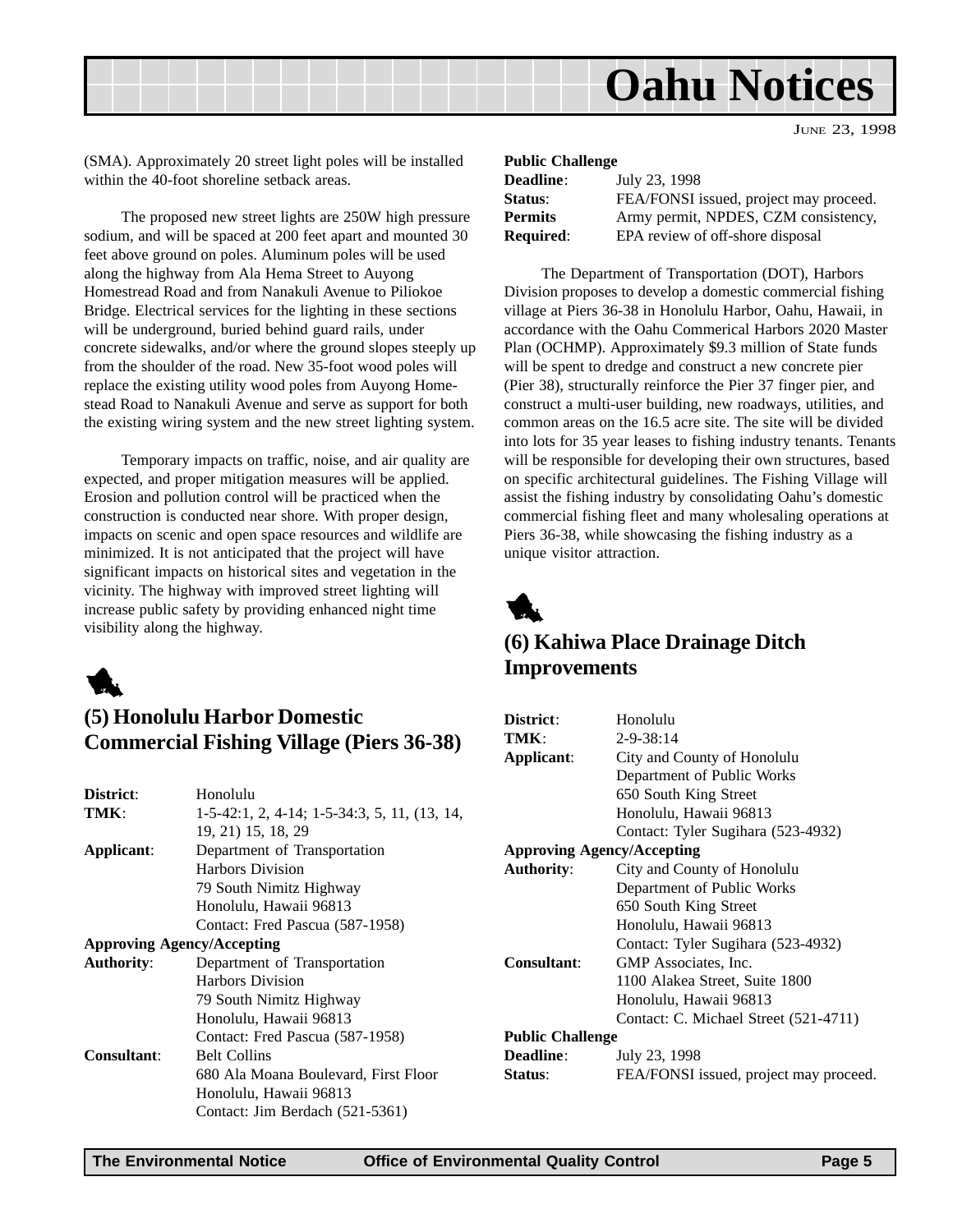(SMA). Approximately 20 street light poles will be installed within the 40-foot shoreline setback areas.

The proposed new street lights are 250W high pressure sodium, and will be spaced at 200 feet apart and mounted 30 feet above ground on poles. Aluminum poles will be used along the highway from Ala Hema Street to Auyong Homestead Road and from Nanakuli Avenue to Piliokoe Bridge. Electrical services for the lighting in these sections will be underground, buried behind guard rails, under concrete sidewalks, and/or where the ground slopes steeply up from the shoulder of the road. New 35-foot wood poles will replace the existing utility wood poles from Auyong Homestead Road to Nanakuli Avenue and serve as support for both the existing wiring system and the new street lighting system.

Temporary impacts on traffic, noise, and air quality are expected, and proper mitigation measures will be applied. Erosion and pollution control will be practiced when the construction is conducted near shore. With proper design, impacts on scenic and open space resources and wildlife are minimized. It is not anticipated that the project will have significant impacts on historical sites and vegetation in the vicinity. The highway with improved street lighting will increase public safety by providing enhanced night time visibility along the highway.

## (5) Honolulu Harbor Domestic Commercial Fishing Village (Piers 36-38)

**District**: Honolulu
**TMK**: 1-5-42:1, 2, 4-14; 1-5-34:3, 5, 11, (13, 14, 19, 21) 15, 18, 29
**Applicant**: Department of Transportation
Harbors Division
79 South Nimitz Highway
Honolulu, Hawaii 96813
Contact: Fred Pascua (587-1958)
**Approving Agency/Accepting Authority**: Department of Transportation
Harbors Division
79 South Nimitz Highway
Honolulu, Hawaii 96813
Contact: Fred Pascua (587-1958)
**Consultant**: Belt Collins
680 Ala Moana Boulevard, First Floor
Honolulu, Hawaii 96813
Contact: Jim Berdach (521-5361)

**Public Challenge**
**Deadline**: July 23, 1998
**Status**: FEA/FONSI issued, project may proceed.
**Permits Required**: Army permit, NPDES, CZM consistency, EPA review of off-shore disposal

The Department of Transportation (DOT), Harbors Division proposes to develop a domestic commercial fishing village at Piers 36-38 in Honolulu Harbor, Oahu, Hawaii, in accordance with the Oahu Commerical Harbors 2020 Master Plan (OCHMP). Approximately $9.3 million of State funds will be spent to dredge and construct a new concrete pier (Pier 38), structurally reinforce the Pier 37 finger pier, and construct a multi-user building, new roadways, utilities, and common areas on the 16.5 acre site. The site will be divided into lots for 35 year leases to fishing industry tenants. Tenants will be responsible for developing their own structures, based on specific architectural guidelines. The Fishing Village will assist the fishing industry by consolidating Oahu's domestic commercial fishing fleet and many wholesaling operations at Piers 36-38, while showcasing the fishing industry as a unique visitor attraction.

## (6) Kahiwa Place Drainage Ditch Improvements

**District**: Honolulu
**TMK**: 2-9-38:14
**Applicant**: City and County of Honolulu
Department of Public Works
650 South King Street
Honolulu, Hawaii 96813
Contact: Tyler Sugihara (523-4932)
**Approving Agency/Accepting Authority**: City and County of Honolulu
Department of Public Works
650 South King Street
Honolulu, Hawaii 96813
Contact: Tyler Sugihara (523-4932)
**Consultant**: GMP Associates, Inc.
1100 Alakea Street, Suite 1800
Honolulu, Hawaii 96813
Contact: C. Michael Street (521-4711)

**Public Challenge**
**Deadline**: July 23, 1998
**Status**: FEA/FONSI issued, project may proceed.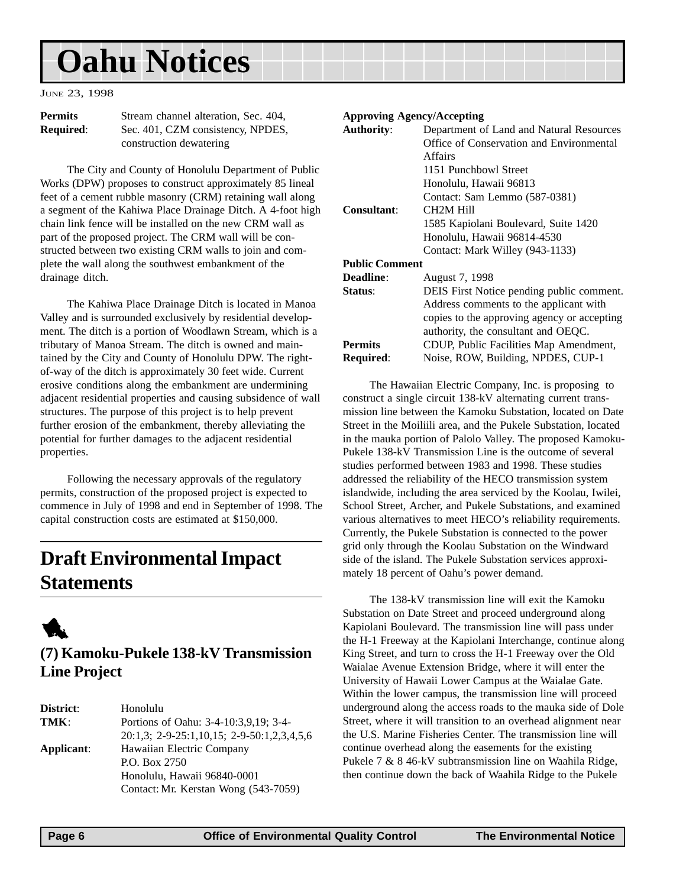# Oahu Notices

JUNE 23, 1998

**Permits Required**: Stream channel alteration, Sec. 404, Sec. 401, CZM consistency, NPDES, construction dewatering

The City and County of Honolulu Department of Public Works (DPW) proposes to construct approximately 85 lineal feet of a cement rubble masonry (CRM) retaining wall along a segment of the Kahiwa Place Drainage Ditch. A 4-foot high chain link fence will be installed on the new CRM wall as part of the proposed project. The CRM wall will be constructed between two existing CRM walls to join and complete the wall along the southwest embankment of the drainage ditch.

The Kahiwa Place Drainage Ditch is located in Manoa Valley and is surrounded exclusively by residential development. The ditch is a portion of Woodlawn Stream, which is a tributary of Manoa Stream. The ditch is owned and maintained by the City and County of Honolulu DPW. The right-of-way of the ditch is approximately 30 feet wide. Current erosive conditions along the embankment are undermining adjacent residential properties and causing subsidence of wall structures. The purpose of this project is to help prevent further erosion of the embankment, thereby alleviating the potential for further damages to the adjacent residential properties.

Following the necessary approvals of the regulatory permits, construction of the proposed project is expected to commence in July of 1998 and end in September of 1998. The capital construction costs are estimated at $150,000.

## Draft Environmental Impact Statements

### (7) Kamoku-Pukele 138-kV Transmission Line Project

**District**: Honolulu

**TMK**: Portions of Oahu: 3-4-10:3,9,19; 3-4-20:1,3; 2-9-25:1,10,15; 2-9-50:1,2,3,4,5,6

**Applicant**: Hawaiian Electric Company
P.O. Box 2750
Honolulu, Hawaii 96840-0001
Contact: Mr. Kerstan Wong (543-7059)

**Approving Agency/Accepting Authority**: Department of Land and Natural Resources
Office of Conservation and Environmental Affairs
1151 Punchbowl Street
Honolulu, Hawaii 96813
Contact: Sam Lemmo (587-0381)

**Consultant**: CH2M Hill
1585 Kapiolani Boulevard, Suite 1420
Honolulu, Hawaii 96814-4530
Contact: Mark Willey (943-1133)

**Public Comment Deadline**: August 7, 1998

**Status**: DEIS First Notice pending public comment. Address comments to the applicant with copies to the approving agency or accepting authority, the consultant and OEQC.

**Permits Required**: CDUP, Public Facilities Map Amendment, Noise, ROW, Building, NPDES, CUP-1

The Hawaiian Electric Company, Inc. is proposing to construct a single circuit 138-kV alternating current transmission line between the Kamoku Substation, located on Date Street in the Moiliili area, and the Pukele Substation, located in the mauka portion of Palolo Valley. The proposed Kamoku-Pukele 138-kV Transmission Line is the outcome of several studies performed between 1983 and 1998. These studies addressed the reliability of the HECO transmission system islandwide, including the area serviced by the Koolau, Iwilei, School Street, Archer, and Pukele Substations, and examined various alternatives to meet HECO's reliability requirements. Currently, the Pukele Substation is connected to the power grid only through the Koolau Substation on the Windward side of the island. The Pukele Substation services approximately 18 percent of Oahu's power demand.

The 138-kV transmission line will exit the Kamoku Substation on Date Street and proceed underground along Kapiolani Boulevard. The transmission line will pass under the H-1 Freeway at the Kapiolani Interchange, continue along King Street, and turn to cross the H-1 Freeway over the Old Waialae Avenue Extension Bridge, where it will enter the University of Hawaii Lower Campus at the Waialae Gate. Within the lower campus, the transmission line will proceed underground along the access roads to the mauka side of Dole Street, where it will transition to an overhead alignment near the U.S. Marine Fisheries Center. The transmission line will continue overhead along the easements for the existing Pukele 7 & 8 46-kV subtransmission line on Waahila Ridge, then continue down the back of Waahila Ridge to the Pukele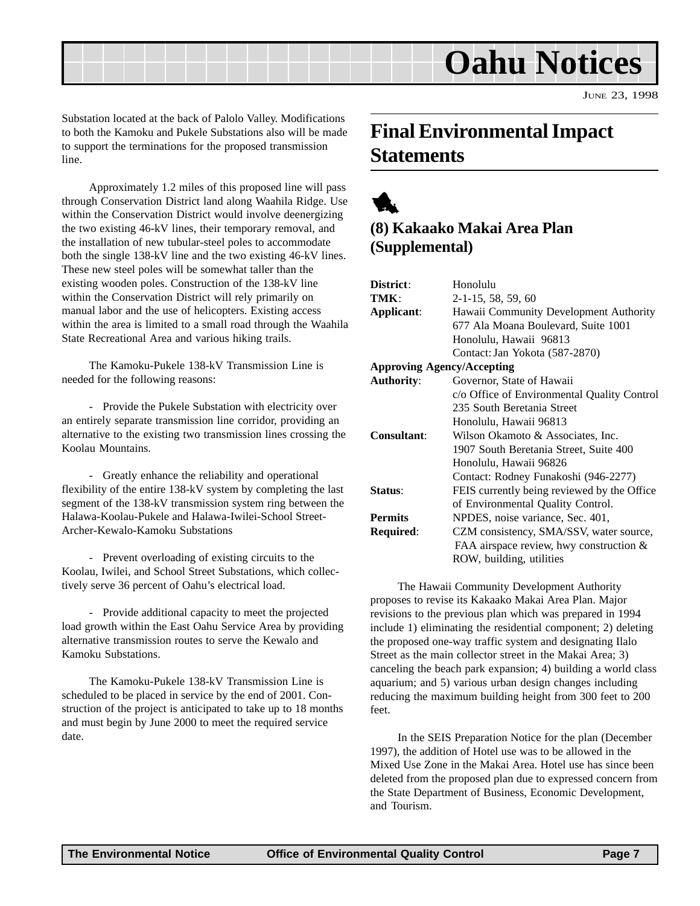Substation located at the back of Palolo Valley. Modifications to both the Kamoku and Pukele Substations also will be made to support the terminations for the proposed transmission line.

Approximately 1.2 miles of this proposed line will pass through Conservation District land along Waahila Ridge. Use within the Conservation District would involve deenergizing the two existing 46-kV lines, their temporary removal, and the installation of new tubular-steel poles to accommodate both the single 138-kV line and the two existing 46-kV lines. These new steel poles will be somewhat taller than the existing wooden poles. Construction of the 138-kV line within the Conservation District will rely primarily on manual labor and the use of helicopters. Existing access within the area is limited to a small road through the Waahila State Recreational Area and various hiking trails.

The Kamoku-Pukele 138-kV Transmission Line is needed for the following reasons:

- Provide the Pukele Substation with electricity over an entirely separate transmission line corridor, providing an alternative to the existing two transmission lines crossing the Koolau Mountains.

- Greatly enhance the reliability and operational flexibility of the entire 138-kV system by completing the last segment of the 138-kV transmission system ring between the Halawa-Koolau-Pukele and Halawa-Iwilei-School Street-Archer-Kewalo-Kamoku Substations

- Prevent overloading of existing circuits to the Koolau, Iwilei, and School Street Substations, which collectively serve 36 percent of Oahu's electrical load.

- Provide additional capacity to meet the projected load growth within the East Oahu Service Area by providing alternative transmission routes to serve the Kewalo and Kamoku Substations.

The Kamoku-Pukele 138-kV Transmission Line is scheduled to be placed in service by the end of 2001. Construction of the project is anticipated to take up to 18 months and must begin by June 2000 to meet the required service date.

## Final Environmental Impact Statements

### (8) Kakaako Makai Area Plan (Supplemental)

**District**: Honolulu
**TMK**: 2-1-15, 58, 59, 60
**Applicant**: Hawaii Community Development Authority
677 Ala Moana Boulevard, Suite 1001
Honolulu, Hawaii 96813
Contact: Jan Yokota (587-2870)
**Approving Agency/Accepting Authority**: Governor, State of Hawaii
c/o Office of Environmental Quality Control
235 South Beretania Street
Honolulu, Hawaii 96813
**Consultant**: Wilson Okamoto & Associates, Inc.
1907 South Beretania Street, Suite 400
Honolulu, Hawaii 96826
Contact: Rodney Funakoshi (946-2277)
**Status**: FEIS currently being reviewed by the Office of Environmental Quality Control.
**Permits Required**: NPDES, noise variance, Sec. 401, CZM consistency, SMA/SSV, water source, FAA airspace review, hwy construction & ROW, building, utilities

The Hawaii Community Development Authority proposes to revise its Kakaako Makai Area Plan. Major revisions to the previous plan which was prepared in 1994 include 1) eliminating the residential component; 2) deleting the proposed one-way traffic system and designating Ilalo Street as the main collector street in the Makai Area; 3) canceling the beach park expansion; 4) building a world class aquarium; and 5) various urban design changes including reducing the maximum building height from 300 feet to 200 feet.

In the SEIS Preparation Notice for the plan (December 1997), the addition of Hotel use was to be allowed in the Mixed Use Zone in the Makai Area. Hotel use has since been deleted from the proposed plan due to expressed concern from the State Department of Business, Economic Development, and Tourism.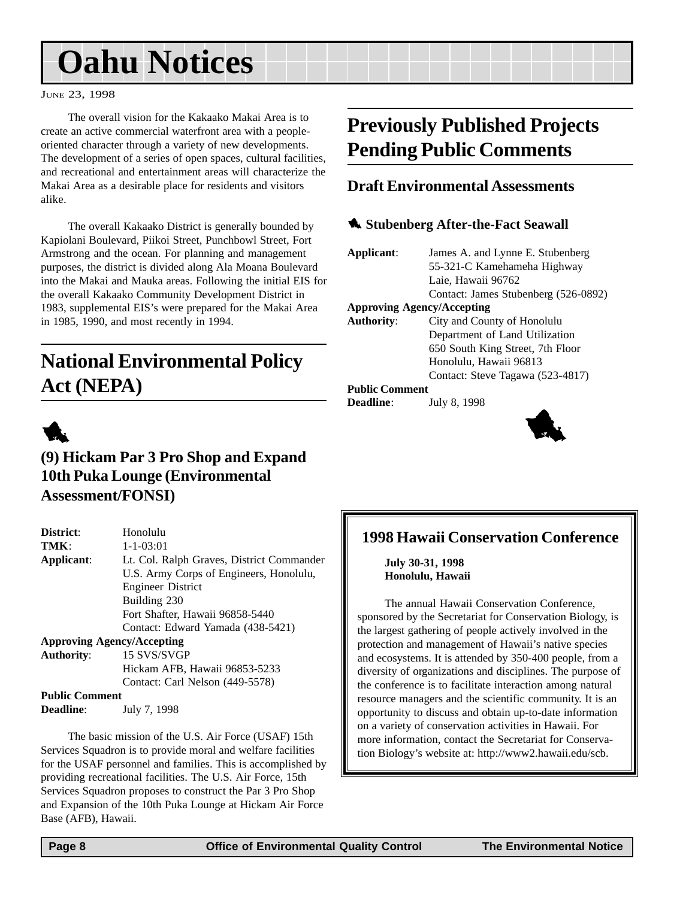# Oahu Notices

June 23, 1998

The overall vision for the Kakaako Makai Area is to create an active commercial waterfront area with a people-oriented character through a variety of new developments. The development of a series of open spaces, cultural facilities, and recreational and entertainment areas will characterize the Makai Area as a desirable place for residents and visitors alike.

The overall Kakaako District is generally bounded by Kapiolani Boulevard, Piikoi Street, Punchbowl Street, Fort Armstrong and the ocean. For planning and management purposes, the district is divided along Ala Moana Boulevard into the Makai and Mauka areas. Following the initial EIS for the overall Kakaako Community Development District in 1983, supplemental EIS's were prepared for the Makai Area in 1985, 1990, and most recently in 1994.

## National Environmental Policy Act (NEPA)

### (9) Hickam Par 3 Pro Shop and Expand 10th Puka Lounge (Environmental Assessment/FONSI)

**District**: Honolulu
**TMK**: 1-1-03:01
**Applicant**: Lt. Col. Ralph Graves, District Commander
U.S. Army Corps of Engineers, Honolulu, Engineer District
Building 230
Fort Shafter, Hawaii 96858-5440
Contact: Edward Yamada (438-5421)
**Approving Agency/Accepting Authority**: 15 SVS/SVGP
Hickam AFB, Hawaii 96853-5233
Contact: Carl Nelson (449-5578)
**Public Comment Deadline**: July 7, 1998

The basic mission of the U.S. Air Force (USAF) 15th Services Squadron is to provide moral and welfare facilities for the USAF personnel and families. This is accomplished by providing recreational facilities. The U.S. Air Force, 15th Services Squadron proposes to construct the Par 3 Pro Shop and Expansion of the 10th Puka Lounge at Hickam Air Force Base (AFB), Hawaii.

## Previously Published Projects Pending Public Comments

### Draft Environmental Assessments

#### Stubenberg After-the-Fact Seawall

**Applicant**: James A. and Lynne E. Stubenberg
55-321-C Kamehameha Highway
Laie, Hawaii 96762
Contact: James Stubenberg (526-0892)
**Approving Agency/Accepting Authority**: City and County of Honolulu
Department of Land Utilization
650 South King Street, 7th Floor
Honolulu, Hawaii 96813
Contact: Steve Tagawa (523-4817)
**Public Comment Deadline**: July 8, 1998

### 1998 Hawaii Conservation Conference

**July 30-31, 1998**
**Honolulu, Hawaii**

The annual Hawaii Conservation Conference, sponsored by the Secretariat for Conservation Biology, is the largest gathering of people actively involved in the protection and management of Hawaii's native species and ecosystems. It is attended by 350-400 people, from a diversity of organizations and disciplines. The purpose of the conference is to facilitate interaction among natural resource managers and the scientific community. It is an opportunity to discuss and obtain up-to-date information on a variety of conservation activities in Hawaii. For more information, contact the Secretariat for Conservation Biology's website at: http://www2.hawaii.edu/scb.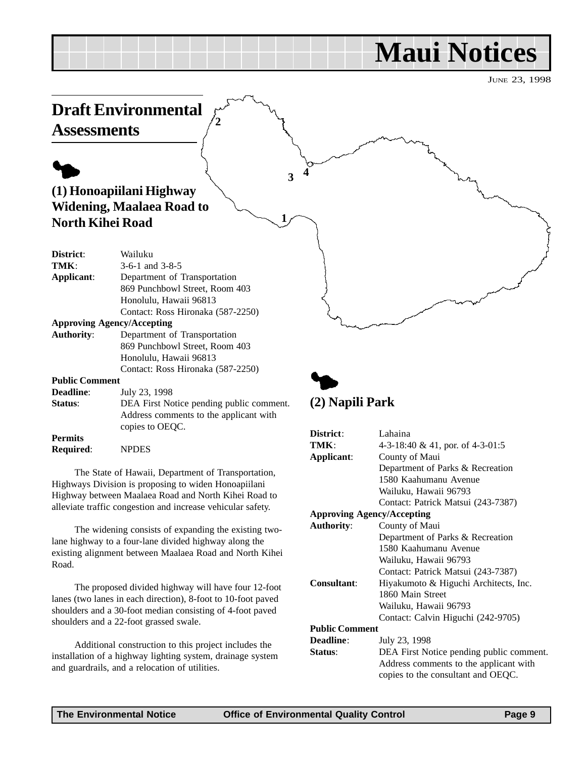# Maui Notices

JUNE 23, 1998

## Draft Environmental Assessments

### (1) Honoapiilani Highway Widening, Maalaea Road to North Kihei Road

**District**: Wailuku
**TMK**: 3-6-1 and 3-8-5
**Applicant**: Department of Transportation
869 Punchbowl Street, Room 403
Honolulu, Hawaii 96813
Contact: Ross Hironaka (587-2250)
**Approving Agency/Accepting Authority**: Department of Transportation
869 Punchbowl Street, Room 403
Honolulu, Hawaii 96813
Contact: Ross Hironaka (587-2250)
**Public Comment Deadline**: July 23, 1998
**Status**: DEA First Notice pending public comment. Address comments to the applicant with copies to OEQC.
**Permits Required**: NPDES

The State of Hawaii, Department of Transportation, Highways Division is proposing to widen Honoapiilani Highway between Maalaea Road and North Kihei Road to alleviate traffic congestion and increase vehicular safety.

The widening consists of expanding the existing two-lane highway to a four-lane divided highway along the existing alignment between Maalaea Road and North Kihei Road.

The proposed divided highway will have four 12-foot lanes (two lanes in each direction), 8-foot to 10-foot paved shoulders and a 30-foot median consisting of 4-foot paved shoulders and a 22-foot grassed swale.

Additional construction to this project includes the installation of a highway lighting system, drainage system and guardrails, and a relocation of utilities.

### (2) Napili Park

**District**: Lahaina
**TMK**: 4-3-18:40 & 41, por. of 4-3-01:5
**Applicant**: County of Maui
Department of Parks & Recreation
1580 Kaahumanu Avenue
Wailuku, Hawaii 96793
Contact: Patrick Matsui (243-7387)
**Approving Agency/Accepting Authority**: County of Maui
Department of Parks & Recreation
1580 Kaahumanu Avenue
Wailuku, Hawaii 96793
Contact: Patrick Matsui (243-7387)
**Consultant**: Hiyakumoto & Higuchi Architects, Inc.
1860 Main Street
Wailuku, Hawaii 96793
Contact: Calvin Higuchi (242-9705)
**Public Comment Deadline**: July 23, 1998
**Status**: DEA First Notice pending public comment. Address comments to the applicant with copies to the consultant and OEQC.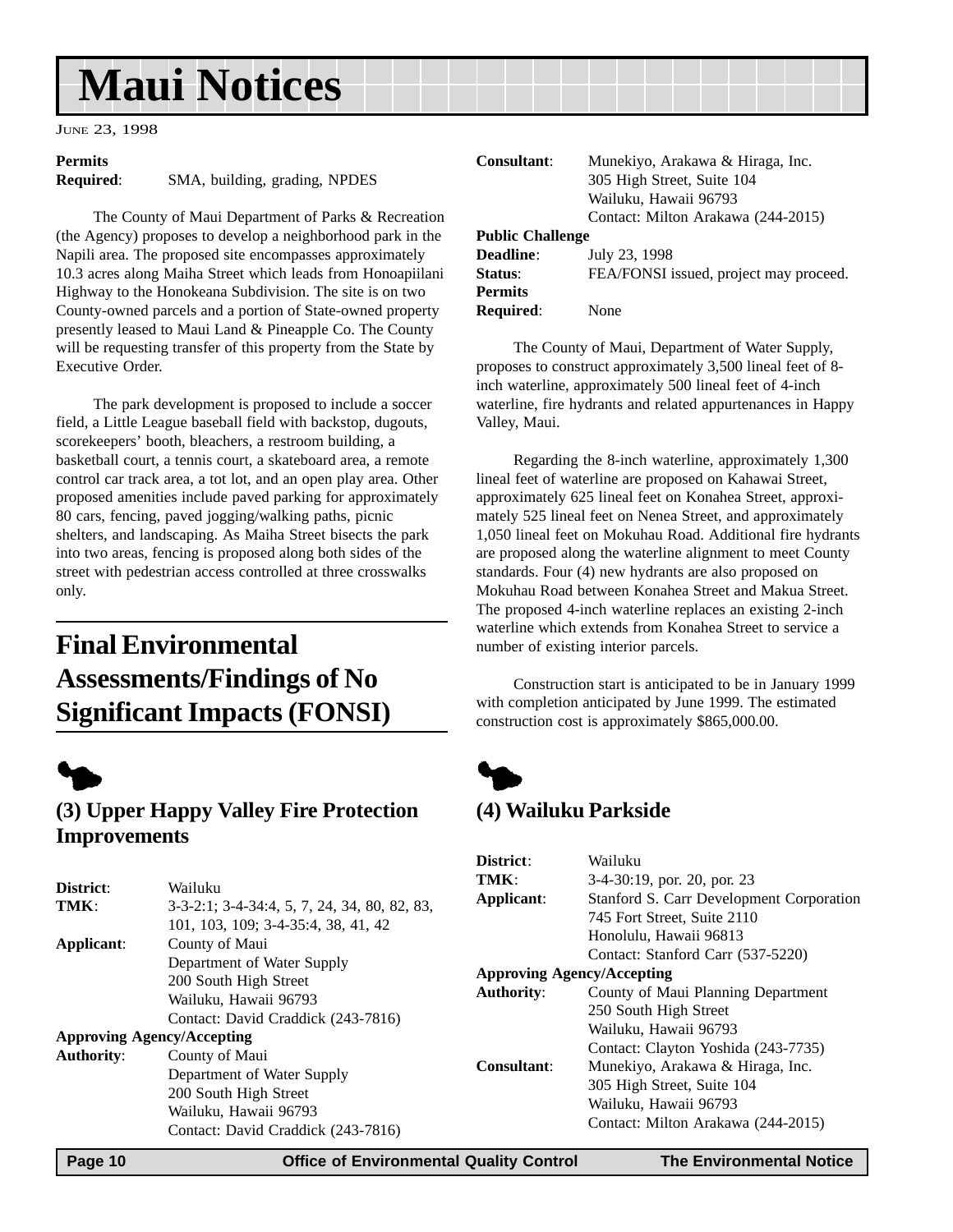# Maui Notices

June 23, 1998

**Permits Required**: SMA, building, grading, NPDES

The County of Maui Department of Parks & Recreation (the Agency) proposes to develop a neighborhood park in the Napili area. The proposed site encompasses approximately 10.3 acres along Maiha Street which leads from Honoapiilani Highway to the Honokeana Subdivision. The site is on two County-owned parcels and a portion of State-owned property presently leased to Maui Land & Pineapple Co. The County will be requesting transfer of this property from the State by Executive Order.

The park development is proposed to include a soccer field, a Little League baseball field with backstop, dugouts, scorekeepers' booth, bleachers, a restroom building, a basketball court, a tennis court, a skateboard area, a remote control car track area, a tot lot, and an open play area. Other proposed amenities include paved parking for approximately 80 cars, fencing, paved jogging/walking paths, picnic shelters, and landscaping. As Maiha Street bisects the park into two areas, fencing is proposed along both sides of the street with pedestrian access controlled at three crosswalks only.

## Final Environmental Assessments/Findings of No Significant Impacts (FONSI)

### (3) Upper Happy Valley Fire Protection Improvements

**District**: Wailuku

**TMK**: 3-3-2:1; 3-4-34:4, 5, 7, 24, 34, 80, 82, 83, 101, 103, 109; 3-4-35:4, 38, 41, 42

**Applicant**: County of Maui
Department of Water Supply
200 South High Street
Wailuku, Hawaii 96793
Contact: David Craddick (243-7816)

**Approving Agency/Accepting Authority**: County of Maui
Department of Water Supply
200 South High Street
Wailuku, Hawaii 96793
Contact: David Craddick (243-7816)

**Consultant**: Munekiyo, Arakawa & Hiraga, Inc.
305 High Street, Suite 104
Wailuku, Hawaii 96793
Contact: Milton Arakawa (244-2015)

**Public Challenge Deadline**: July 23, 1998

**Status**: FEA/FONSI issued, project may proceed.

**Permits Required**: None

The County of Maui, Department of Water Supply, proposes to construct approximately 3,500 lineal feet of 8-inch waterline, approximately 500 lineal feet of 4-inch waterline, fire hydrants and related appurtenances in Happy Valley, Maui.

Regarding the 8-inch waterline, approximately 1,300 lineal feet of waterline are proposed on Kahawai Street, approximately 625 lineal feet on Konahea Street, approximately 525 lineal feet on Nenea Street, and approximately 1,050 lineal feet on Mokuhau Road. Additional fire hydrants are proposed along the waterline alignment to meet County standards. Four (4) new hydrants are also proposed on Mokuhau Road between Konahea Street and Makua Street. The proposed 4-inch waterline replaces an existing 2-inch waterline which extends from Konahea Street to service a number of existing interior parcels.

Construction start is anticipated to be in January 1999 with completion anticipated by June 1999. The estimated construction cost is approximately $865,000.00.

### (4) Wailuku Parkside

**District**: Wailuku

**TMK**: 3-4-30:19, por. 20, por. 23

**Applicant**: Stanford S. Carr Development Corporation
745 Fort Street, Suite 2110
Honolulu, Hawaii 96813
Contact: Stanford Carr (537-5220)

**Approving Agency/Accepting Authority**: County of Maui Planning Department
250 South High Street
Wailuku, Hawaii 96793
Contact: Clayton Yoshida (243-7735)

**Consultant**: Munekiyo, Arakawa & Hiraga, Inc.
305 High Street, Suite 104
Wailuku, Hawaii 96793
Contact: Milton Arakawa (244-2015)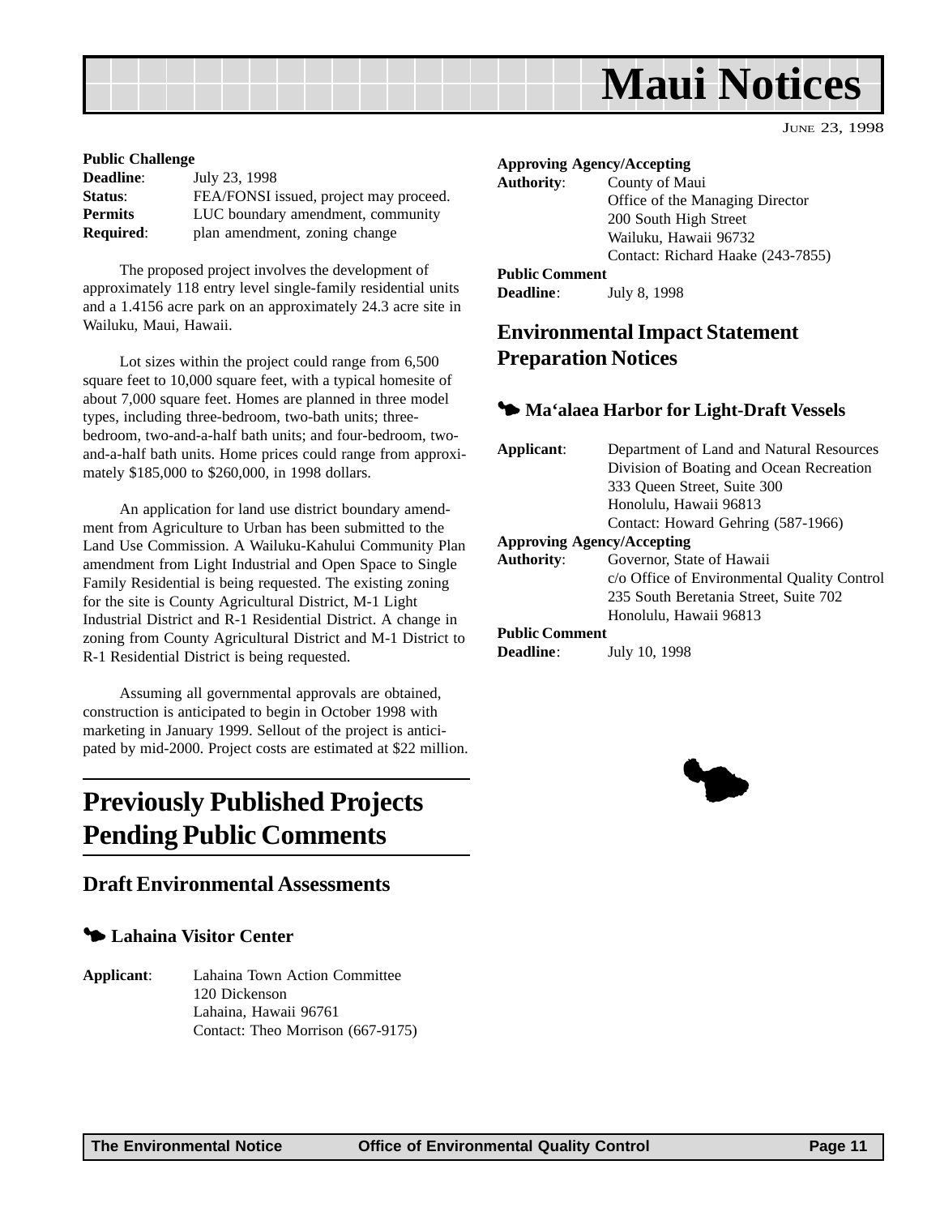# Maui Notices

JUNE 23, 1998

**Public Challenge**

**Deadline**: July 23, 1998
**Status**: FEA/FONSI issued, project may proceed.
**Permits Required**: LUC boundary amendment, community plan amendment, zoning change

The proposed project involves the development of approximately 118 entry level single-family residential units and a 1.4156 acre park on an approximately 24.3 acre site in Wailuku, Maui, Hawaii.

Lot sizes within the project could range from 6,500 square feet to 10,000 square feet, with a typical homesite of about 7,000 square feet. Homes are planned in three model types, including three-bedroom, two-bath units; three-bedroom, two-and-a-half bath units; and four-bedroom, two-and-a-half bath units. Home prices could range from approximately $185,000 to $260,000, in 1998 dollars.

An application for land use district boundary amendment from Agriculture to Urban has been submitted to the Land Use Commission. A Wailuku-Kahului Community Plan amendment from Light Industrial and Open Space to Single Family Residential is being requested. The existing zoning for the site is County Agricultural District, M-1 Light Industrial District and R-1 Residential District. A change in zoning from County Agricultural District and M-1 District to R-1 Residential District is being requested.

Assuming all governmental approvals are obtained, construction is anticipated to begin in October 1998 with marketing in January 1999. Sellout of the project is anticipated by mid-2000. Project costs are estimated at $22 million.

## Previously Published Projects Pending Public Comments

### Draft Environmental Assessments

#### Lahaina Visitor Center

**Applicant**: Lahaina Town Action Committee
120 Dickenson
Lahaina, Hawaii 96761
Contact: Theo Morrison (667-9175)

**Approving Agency/Accepting Authority**: County of Maui
Office of the Managing Director
200 South High Street
Wailuku, Hawaii 96732
Contact: Richard Haake (243-7855)

**Public Comment Deadline**: July 8, 1998

### Environmental Impact Statement Preparation Notices

#### Ma‘alaea Harbor for Light-Draft Vessels

**Applicant**: Department of Land and Natural Resources
Division of Boating and Ocean Recreation
333 Queen Street, Suite 300
Honolulu, Hawaii 96813
Contact: Howard Gehring (587-1966)

**Approving Agency/Accepting Authority**: Governor, State of Hawaii
c/o Office of Environmental Quality Control
235 South Beretania Street, Suite 702
Honolulu, Hawaii 96813

**Public Comment Deadline**: July 10, 1998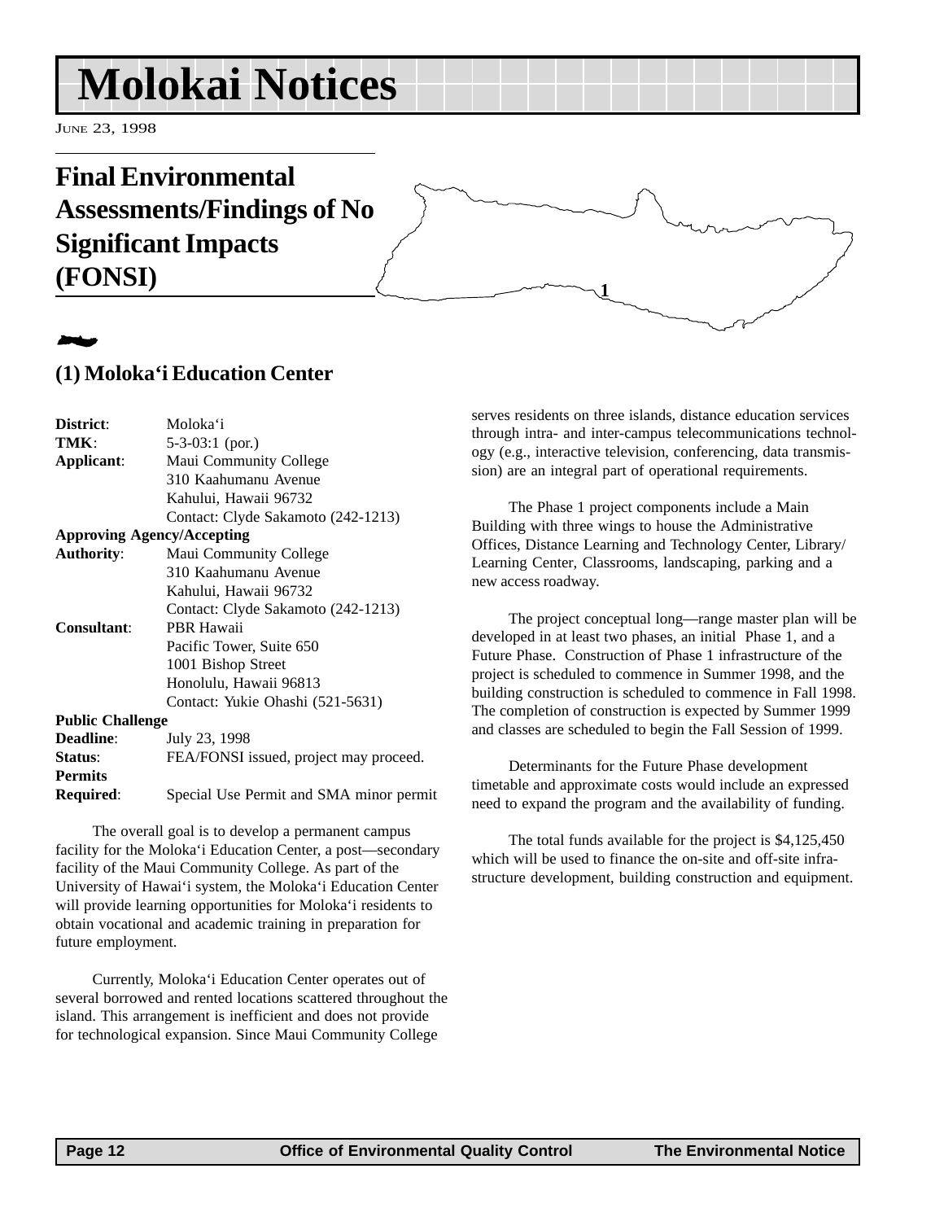# Molokai Notices

June 23, 1998

## Final Environmental Assessments/Findings of No Significant Impacts (FONSI)

### (1) Moloka'i Education Center

| | |
|---|---|
| **District**: | Moloka'i |
| **TMK**: | 5-3-03:1 (por.) |
| **Applicant**: | Maui Community College<br>310 Kaahumanu Avenue<br>Kahului, Hawaii 96732<br>Contact: Clyde Sakamoto (242-1213) |
| **Approving Agency/Accepting Authority**: | Maui Community College<br>310 Kaahumanu Avenue<br>Kahului, Hawaii 96732<br>Contact: Clyde Sakamoto (242-1213) |
| **Consultant**: | PBR Hawaii<br>Pacific Tower, Suite 650<br>1001 Bishop Street<br>Honolulu, Hawaii 96813<br>Contact: Yukie Ohashi (521-5631) |
| **Public Challenge Deadline**: | July 23, 1998 |
| **Status**: | FEA/FONSI issued, project may proceed. |
| **Permits Required**: | Special Use Permit and SMA minor permit |

The overall goal is to develop a permanent campus facility for the Moloka'i Education Center, a post—secondary facility of the Maui Community College. As part of the University of Hawai'i system, the Moloka'i Education Center will provide learning opportunities for Moloka'i residents to obtain vocational and academic training in preparation for future employment.

Currently, Moloka'i Education Center operates out of several borrowed and rented locations scattered throughout the island. This arrangement is inefficient and does not provide for technological expansion. Since Maui Community College serves residents on three islands, distance education services through intra- and inter-campus telecommunications technology (e.g., interactive television, conferencing, data transmission) are an integral part of operational requirements.

The Phase 1 project components include a Main Building with three wings to house the Administrative Offices, Distance Learning and Technology Center, Library/ Learning Center, Classrooms, landscaping, parking and a new access roadway.

The project conceptual long—range master plan will be developed in at least two phases, an initial Phase 1, and a Future Phase. Construction of Phase 1 infrastructure of the project is scheduled to commence in Summer 1998, and the building construction is scheduled to commence in Fall 1998. The completion of construction is expected by Summer 1999 and classes are scheduled to begin the Fall Session of 1999.

Determinants for the Future Phase development timetable and approximate costs would include an expressed need to expand the program and the availability of funding.

The total funds available for the project is $4,125,450 which will be used to finance the on-site and off-site infrastructure development, building construction and equipment.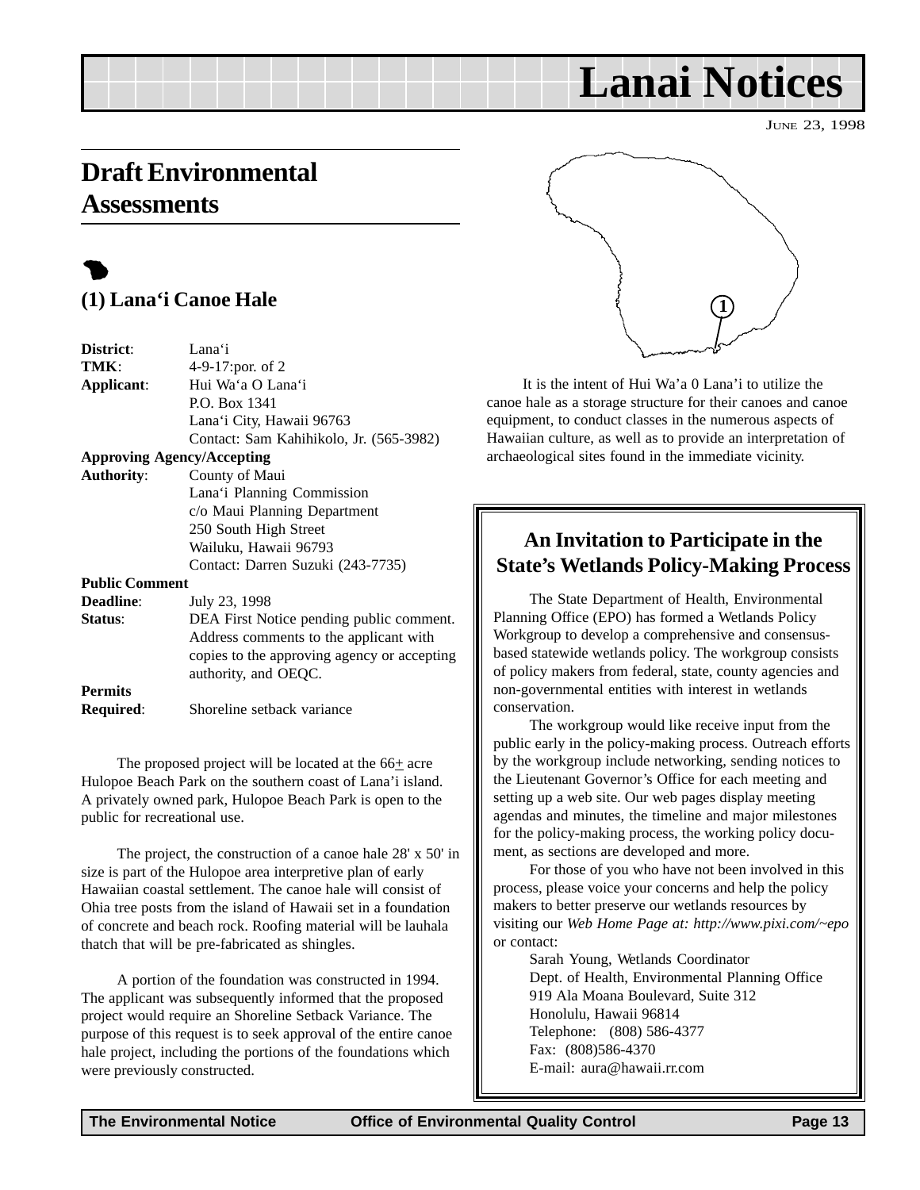# Lanai Notices

JUNE 23, 1998

## Draft Environmental Assessments

### (1) Lana'i Canoe Hale

**District**: Lana'i
**TMK**: 4-9-17:por. of 2
**Applicant**: Hui Wa'a O Lana'i
P.O. Box 1341
Lana'i City, Hawaii 96763
Contact: Sam Kahihikolo, Jr. (565-3982)

**Approving Agency/Accepting Authority**: County of Maui
Lana'i Planning Commission
c/o Maui Planning Department
250 South High Street
Wailuku, Hawaii 96793
Contact: Darren Suzuki (243-7735)

**Public Comment Deadline**: July 23, 1998
**Status**: DEA First Notice pending public comment. Address comments to the applicant with copies to the approving agency or accepting authority, and OEQC.

**Permits Required**: Shoreline setback variance

The proposed project will be located at the 66+ acre Hulopoe Beach Park on the southern coast of Lana'i island. A privately owned park, Hulopoe Beach Park is open to the public for recreational use.

The project, the construction of a canoe hale 28' x 50' in size is part of the Hulopoe area interpretive plan of early Hawaiian coastal settlement. The canoe hale will consist of Ohia tree posts from the island of Hawaii set in a foundation of concrete and beach rock. Roofing material will be lauhala thatch that will be pre-fabricated as shingles.

A portion of the foundation was constructed in 1994. The applicant was subsequently informed that the proposed project would require an Shoreline Setback Variance. The purpose of this request is to seek approval of the entire canoe hale project, including the portions of the foundations which were previously constructed.

It is the intent of Hui Wa'a 0 Lana'i to utilize the canoe hale as a storage structure for their canoes and canoe equipment, to conduct classes in the numerous aspects of Hawaiian culture, as well as to provide an interpretation of archaeological sites found in the immediate vicinity.

### An Invitation to Participate in the State's Wetlands Policy-Making Process

The State Department of Health, Environmental Planning Office (EPO) has formed a Wetlands Policy Workgroup to develop a comprehensive and consensus-based statewide wetlands policy. The workgroup consists of policy makers from federal, state, county agencies and non-governmental entities with interest in wetlands conservation.

The workgroup would like receive input from the public early in the policy-making process. Outreach efforts by the workgroup include networking, sending notices to the Lieutenant Governor's Office for each meeting and setting up a web site. Our web pages display meeting agendas and minutes, the timeline and major milestones for the policy-making process, the working policy document, as sections are developed and more.

For those of you who have not been involved in this process, please voice your concerns and help the policy makers to better preserve our wetlands resources by visiting our *Web Home Page at: http://www.pixi.com/~epo* or contact:

Sarah Young, Wetlands Coordinator
Dept. of Health, Environmental Planning Office
919 Ala Moana Boulevard, Suite 312
Honolulu, Hawaii 96814
Telephone: (808) 586-4377
Fax: (808)586-4370
E-mail: aura@hawaii.rr.com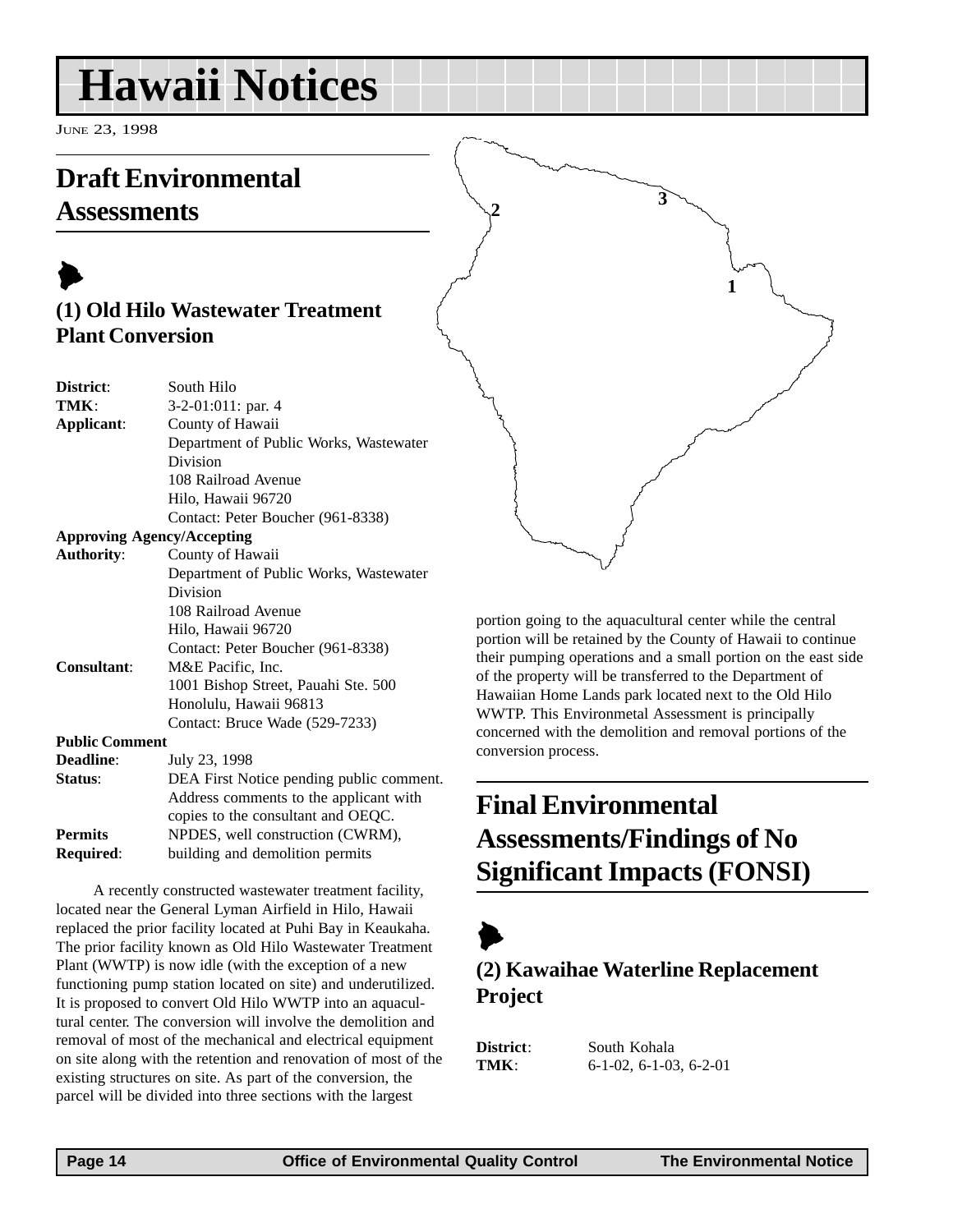# Hawaii Notices

June 23, 1998

## Draft Environmental Assessments

### (1) Old Hilo Wastewater Treatment Plant Conversion

**District**: South Hilo
**TMK**: 3-2-01:011: par. 4
**Applicant**: County of Hawaii
Department of Public Works, Wastewater Division
108 Railroad Avenue
Hilo, Hawaii 96720
Contact: Peter Boucher (961-8338)

**Approving Agency/Accepting Authority**: County of Hawaii
Department of Public Works, Wastewater Division
108 Railroad Avenue
Hilo, Hawaii 96720
Contact: Peter Boucher (961-8338)

**Consultant**: M&E Pacific, Inc.
1001 Bishop Street, Pauahi Ste. 500
Honolulu, Hawaii 96813
Contact: Bruce Wade (529-7233)

**Public Comment Deadline**: July 23, 1998

**Status**: DEA First Notice pending public comment. Address comments to the applicant with copies to the consultant and OEQC.

**Permits Required**: NPDES, well construction (CWRM), building and demolition permits

A recently constructed wastewater treatment facility, located near the General Lyman Airfield in Hilo, Hawaii replaced the prior facility located at Puhi Bay in Keaukaha. The prior facility known as Old Hilo Wastewater Treatment Plant (WWTP) is now idle (with the exception of a new functioning pump station located on site) and underutilized. It is proposed to convert Old Hilo WWTP into an aquacultural center. The conversion will involve the demolition and removal of most of the mechanical and electrical equipment on site along with the retention and renovation of most of the existing structures on site. As part of the conversion, the parcel will be divided into three sections with the largest portion going to the aquacultural center while the central portion will be retained by the County of Hawaii to continue their pumping operations and a small portion on the east side of the property will be transferred to the Department of Hawaiian Home Lands park located next to the Old Hilo WWTP. This Environmetal Assessment is principally concerned with the demolition and removal portions of the conversion process.

## Final Environmental Assessments/Findings of No Significant Impacts (FONSI)

### (2) Kawaihae Waterline Replacement Project

**District**: South Kohala
**TMK**: 6-1-02, 6-1-03, 6-2-01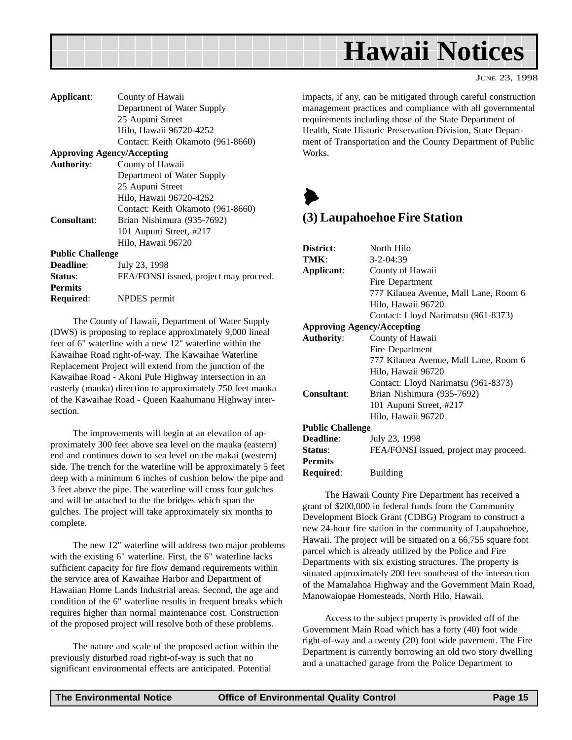| | |
|---|---|
| **Applicant**: | County of Hawaii<br>Department of Water Supply<br>25 Aupuni Street<br>Hilo, Hawaii 96720-4252<br>Contact: Keith Okamoto (961-8660) |
| **Approving Agency/Accepting Authority**: | County of Hawaii<br>Department of Water Supply<br>25 Aupuni Street<br>Hilo, Hawaii 96720-4252<br>Contact: Keith Okamoto (961-8660) |
| **Consultant**: | Brian Nishimura (935-7692)<br>101 Aupuni Street, #217<br>Hilo, Hawaii 96720 |
| **Public Challenge Deadline**: | July 23, 1998 |
| **Status**: | FEA/FONSI issued, project may proceed. |
| **Permits Required**: | NPDES permit |

The County of Hawaii, Department of Water Supply (DWS) is proposing to replace approximately 9,000 lineal feet of 6" waterline with a new 12" waterline within the Kawaihae Road right-of-way. The Kawaihae Waterline Replacement Project will extend from the junction of the Kawaihae Road - Akoni Pule Highway intersection in an easterly (mauka) direction to approximately 750 feet mauka of the Kawaihae Road - Queen Kaahumanu Highway intersection.

The improvements will begin at an elevation of approximately 300 feet above sea level on the mauka (eastern) end and continues down to sea level on the makai (western) side. The trench for the waterline will be approximately 5 feet deep with a minimum 6 inches of cushion below the pipe and 3 feet above the pipe. The waterline will cross four gulches and will be attached to the the bridges which span the gulches. The project will take approximately six months to complete.

The new 12" waterline will address two major problems with the existing 6" waterline. First, the 6" waterline lacks sufficient capacity for fire flow demand requirements within the service area of Kawaihae Harbor and Department of Hawaiian Home Lands Industrial areas. Second, the age and condition of the 6" waterline results in frequent breaks which requires higher than normal maintenance cost. Construction of the proposed project will resolve both of these problems.

The nature and scale of the proposed action within the previously disturbed road right-of-way is such that no significant environmental effects are anticipated. Potential impacts, if any, can be mitigated through careful construction management practices and compliance with all governmental requirements including those of the State Department of Health, State Historic Preservation Division, State Department of Transportation and the County Department of Public Works.

## (3) Laupahoehoe Fire Station

| | |
|---|---|
| **District**: | North Hilo |
| **TMK**: | 3-2-04:39 |
| **Applicant**: | County of Hawaii<br>Fire Department<br>777 Kilauea Avenue, Mall Lane, Room 6<br>Hilo, Hawaii 96720<br>Contact: Lloyd Narimatsu (961-8373) |
| **Approving Agency/Accepting Authority**: | County of Hawaii<br>Fire Department<br>777 Kilauea Avenue, Mall Lane, Room 6<br>Hilo, Hawaii 96720<br>Contact: Lloyd Narimatsu (961-8373) |
| **Consultant**: | Brian Nishimura (935-7692)<br>101 Aupuni Street, #217<br>Hilo, Hawaii 96720 |
| **Public Challenge Deadline**: | July 23, 1998 |
| **Status**: | FEA/FONSI issued, project may proceed. |
| **Permits Required**: | Building |

The Hawaii County Fire Department has received a grant of $200,000 in federal funds from the Community Development Block Grant (CDBG) Program to construct a new 24-hour fire station in the community of Laupahoehoe, Hawaii. The project will be situated on a 66,755 square foot parcel which is already utilized by the Police and Fire Departments with six existing structures. The property is situated approximately 200 feet southeast of the intersection of the Mamalahoa Highway and the Government Main Road, Manowaiopae Homesteads, North Hilo, Hawaii.

Access to the subject property is provided off of the Government Main Road which has a forty (40) foot wide right-of-way and a twenty (20) foot wide pavement. The Fire Department is currently borrowing an old two story dwelling and a unattached garage from the Police Department to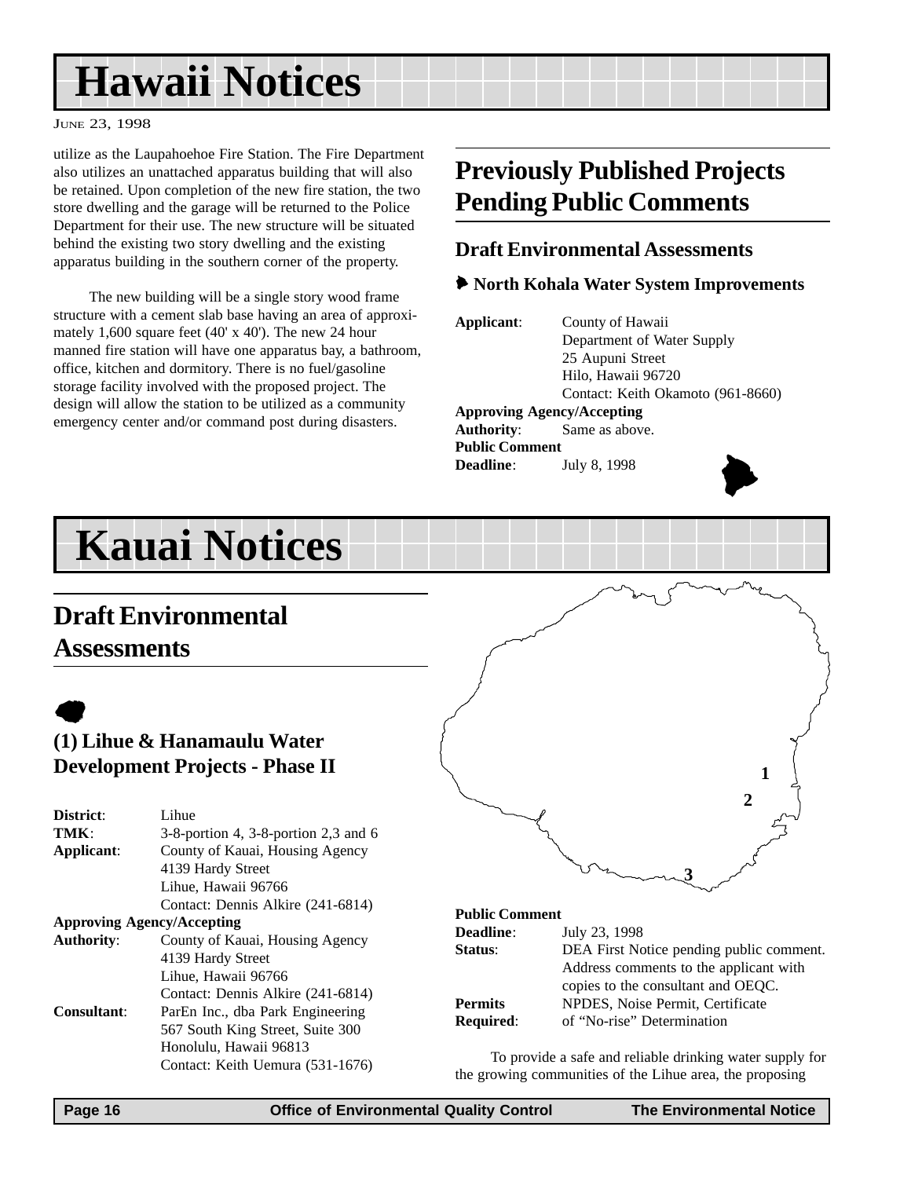# Hawaii Notices

June 23, 1998

utilize as the Laupahoehoe Fire Station. The Fire Department also utilizes an unattached apparatus building that will also be retained. Upon completion of the new fire station, the two store dwelling and the garage will be returned to the Police Department for their use. The new structure will be situated behind the existing two story dwelling and the existing apparatus building in the southern corner of the property.

The new building will be a single story wood frame structure with a cement slab base having an area of approximately 1,600 square feet (40' x 40'). The new 24 hour manned fire station will have one apparatus bay, a bathroom, office, kitchen and dormitory. There is no fuel/gasoline storage facility involved with the proposed project. The design will allow the station to be utilized as a community emergency center and/or command post during disasters.

## Previously Published Projects Pending Public Comments

### Draft Environmental Assessments

#### North Kohala Water System Improvements

**Applicant**: County of Hawaii
Department of Water Supply
25 Aupuni Street
Hilo, Hawaii 96720
Contact: Keith Okamoto (961-8660)

**Approving Agency/Accepting Authority**: Same as above.

**Public Comment Deadline**: July 8, 1998

# Kauai Notices

## Draft Environmental Assessments

### (1) Lihue & Hanamaulu Water Development Projects - Phase II

**District**: Lihue

**TMK**: 3-8-portion 4, 3-8-portion 2,3 and 6

**Applicant**: County of Kauai, Housing Agency
4139 Hardy Street
Lihue, Hawaii 96766
Contact: Dennis Alkire (241-6814)

**Approving Agency/Accepting Authority**: County of Kauai, Housing Agency
4139 Hardy Street
Lihue, Hawaii 96766
Contact: Dennis Alkire (241-6814)

**Consultant**: ParEn Inc., dba Park Engineering
567 South King Street, Suite 300
Honolulu, Hawaii 96813
Contact: Keith Uemura (531-1676)

**Public Comment Deadline**: July 23, 1998

**Status**: DEA First Notice pending public comment. Address comments to the applicant with copies to the consultant and OEQC.

**Permits Required**: NPDES, Noise Permit, Certificate of "No-rise" Determination

To provide a safe and reliable drinking water supply for the growing communities of the Lihue area, the proposing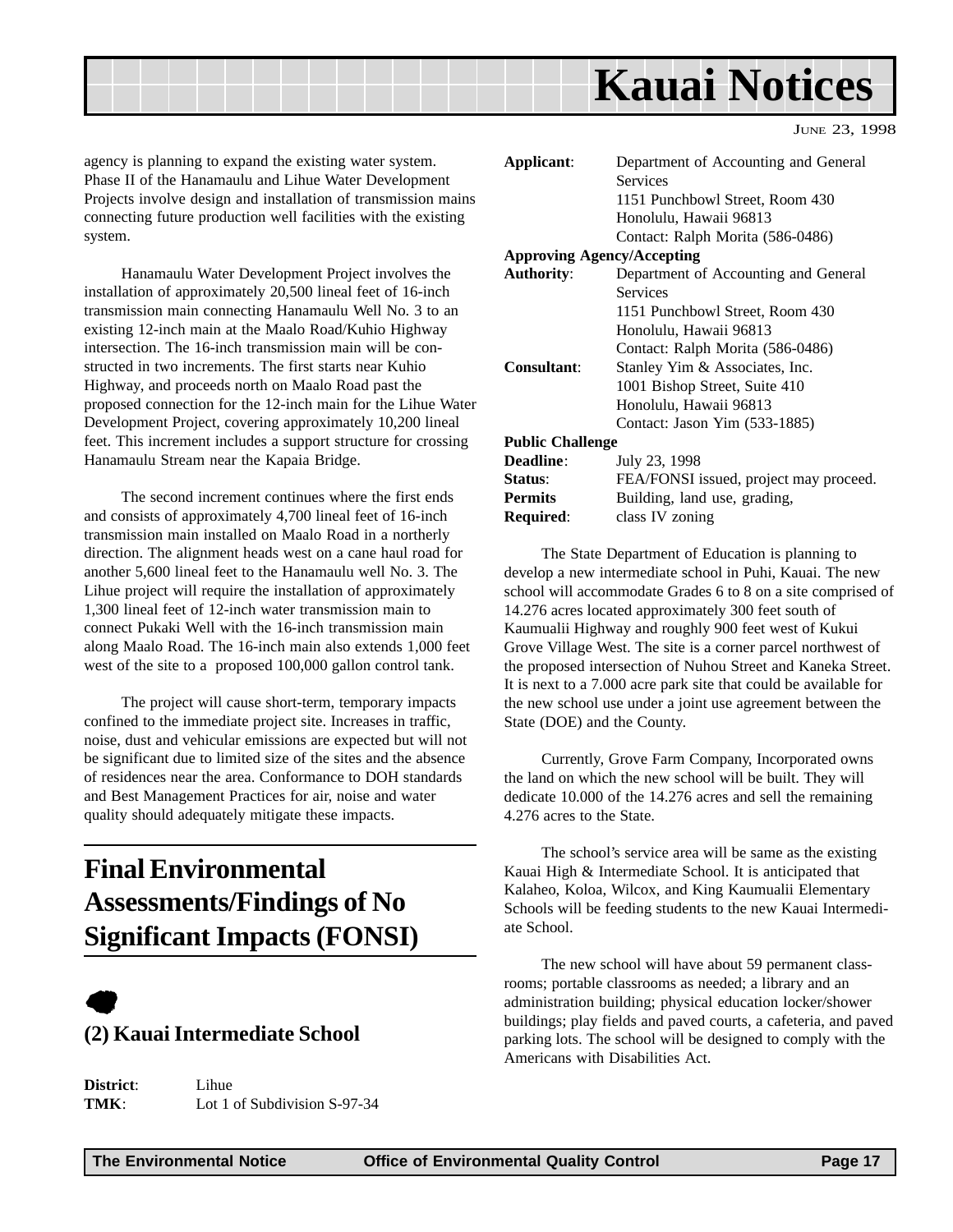agency is planning to expand the existing water system. Phase II of the Hanamaulu and Lihue Water Development Projects involve design and installation of transmission mains connecting future production well facilities with the existing system.

Hanamaulu Water Development Project involves the installation of approximately 20,500 lineal feet of 16-inch transmission main connecting Hanamaulu Well No. 3 to an existing 12-inch main at the Maalo Road/Kuhio Highway intersection. The 16-inch transmission main will be constructed in two increments. The first starts near Kuhio Highway, and proceeds north on Maalo Road past the proposed connection for the 12-inch main for the Lihue Water Development Project, covering approximately 10,200 lineal feet. This increment includes a support structure for crossing Hanamaulu Stream near the Kapaia Bridge.

The second increment continues where the first ends and consists of approximately 4,700 lineal feet of 16-inch transmission main installed on Maalo Road in a northerly direction. The alignment heads west on a cane haul road for another 5,600 lineal feet to the Hanamaulu well No. 3. The Lihue project will require the installation of approximately 1,300 lineal feet of 12-inch water transmission main to connect Pukaki Well with the 16-inch transmission main along Maalo Road. The 16-inch main also extends 1,000 feet west of the site to a proposed 100,000 gallon control tank.

The project will cause short-term, temporary impacts confined to the immediate project site. Increases in traffic, noise, dust and vehicular emissions are expected but will not be significant due to limited size of the sites and the absence of residences near the area. Conformance to DOH standards and Best Management Practices for air, noise and water quality should adequately mitigate these impacts.

# Final Environmental Assessments/Findings of No Significant Impacts (FONSI)

## (2) Kauai Intermediate School

**District**: Lihue
**TMK**: Lot 1 of Subdivision S-97-34
**Applicant**: Department of Accounting and General Services
1151 Punchbowl Street, Room 430
Honolulu, Hawaii 96813
Contact: Ralph Morita (586-0486)

**Approving Agency/Accepting Authority**: Department of Accounting and General Services
1151 Punchbowl Street, Room 430
Honolulu, Hawaii 96813
Contact: Ralph Morita (586-0486)

**Consultant**: Stanley Yim & Associates, Inc.
1001 Bishop Street, Suite 410
Honolulu, Hawaii 96813
Contact: Jason Yim (533-1885)

**Public Challenge Deadline**: July 23, 1998
**Status**: FEA/FONSI issued, project may proceed.
**Permits Required**: Building, land use, grading, class IV zoning

The State Department of Education is planning to develop a new intermediate school in Puhi, Kauai. The new school will accommodate Grades 6 to 8 on a site comprised of 14.276 acres located approximately 300 feet south of Kaumualii Highway and roughly 900 feet west of Kukui Grove Village West. The site is a corner parcel northwest of the proposed intersection of Nuhou Street and Kaneka Street. It is next to a 7.000 acre park site that could be available for the new school use under a joint use agreement between the State (DOE) and the County.

Currently, Grove Farm Company, Incorporated owns the land on which the new school will be built. They will dedicate 10.000 of the 14.276 acres and sell the remaining 4.276 acres to the State.

The school's service area will be same as the existing Kauai High & Intermediate School. It is anticipated that Kalaheo, Koloa, Wilcox, and King Kaumualii Elementary Schools will be feeding students to the new Kauai Intermediate School.

The new school will have about 59 permanent classrooms; portable classrooms as needed; a library and an administration building; physical education locker/shower buildings; play fields and paved courts, a cafeteria, and paved parking lots. The school will be designed to comply with the Americans with Disabilities Act.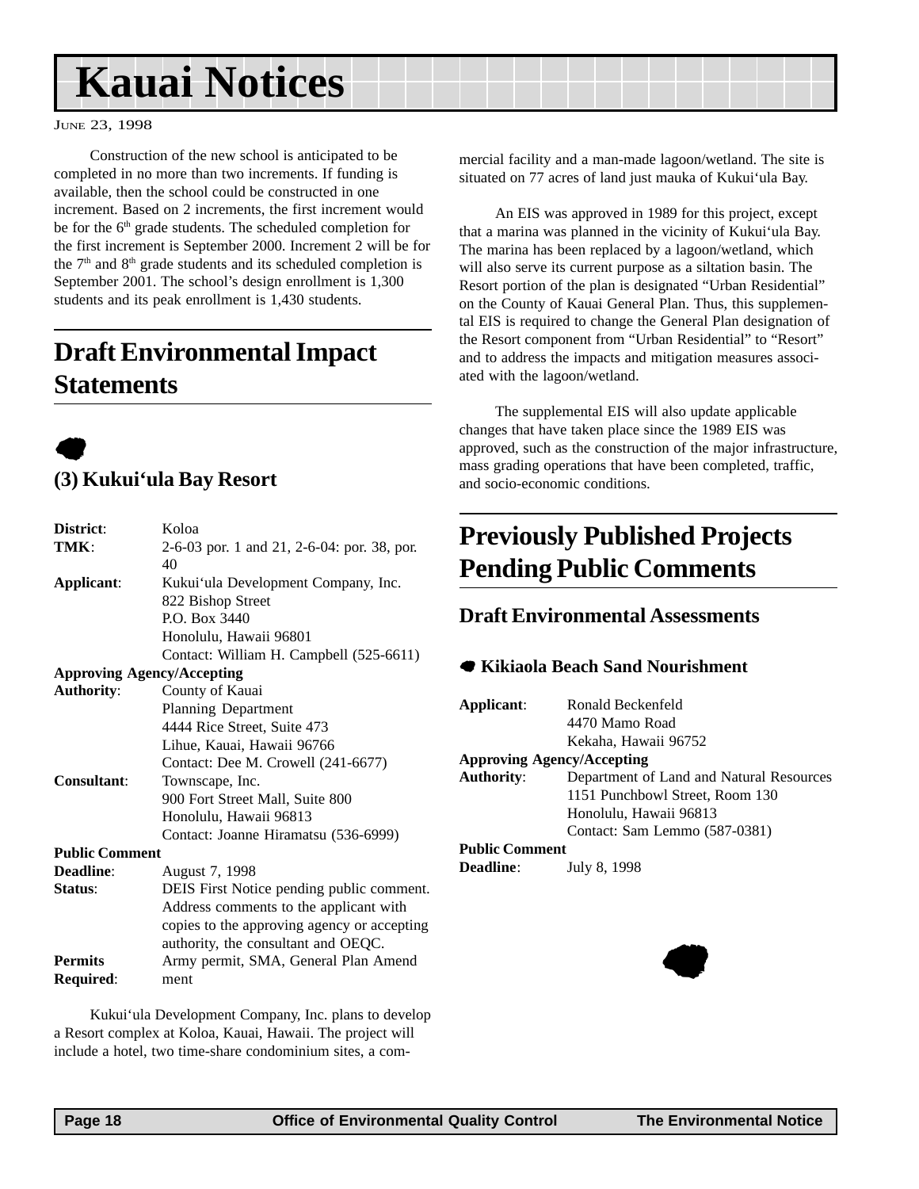# Kauai Notices

June 23, 1998

Construction of the new school is anticipated to be completed in no more than two increments. If funding is available, then the school could be constructed in one increment. Based on 2 increments, the first increment would be for the 6th grade students. The scheduled completion for the first increment is September 2000. Increment 2 will be for the 7th and 8th grade students and its scheduled completion is September 2001. The school's design enrollment is 1,300 students and its peak enrollment is 1,430 students.

## Draft Environmental Impact Statements

### (3) Kukui'ula Bay Resort

**District**: Koloa
**TMK**: 2-6-03 por. 1 and 21, 2-6-04: por. 38, por. 40
**Applicant**: Kukui'ula Development Company, Inc.
822 Bishop Street
P.O. Box 3440
Honolulu, Hawaii 96801
Contact: William H. Campbell (525-6611)
**Approving Agency/Accepting Authority**: County of Kauai
Planning Department
4444 Rice Street, Suite 473
Lihue, Kauai, Hawaii 96766
Contact: Dee M. Crowell (241-6677)
**Consultant**: Townscape, Inc.
900 Fort Street Mall, Suite 800
Honolulu, Hawaii 96813
Contact: Joanne Hiramatsu (536-6999)
**Public Comment Deadline**: August 7, 1998
**Status**: DEIS First Notice pending public comment. Address comments to the applicant with copies to the approving agency or accepting authority, the consultant and OEQC.
**Permits Required**: Army permit, SMA, General Plan Amendment

Kukui'ula Development Company, Inc. plans to develop a Resort complex at Koloa, Kauai, Hawaii. The project will include a hotel, two time-share condominium sites, a commercial facility and a man-made lagoon/wetland. The site is situated on 77 acres of land just mauka of Kukui'ula Bay.

An EIS was approved in 1989 for this project, except that a marina was planned in the vicinity of Kukui'ula Bay. The marina has been replaced by a lagoon/wetland, which will also serve its current purpose as a siltation basin. The Resort portion of the plan is designated "Urban Residential" on the County of Kauai General Plan. Thus, this supplemental EIS is required to change the General Plan designation of the Resort component from "Urban Residential" to "Resort" and to address the impacts and mitigation measures associated with the lagoon/wetland.

The supplemental EIS will also update applicable changes that have taken place since the 1989 EIS was approved, such as the construction of the major infrastructure, mass grading operations that have been completed, traffic, and socio-economic conditions.

## Previously Published Projects Pending Public Comments

### Draft Environmental Assessments

#### Kikiaola Beach Sand Nourishment

**Applicant**: Ronald Beckenfeld
4470 Mamo Road
Kekaha, Hawaii 96752
**Approving Agency/Accepting Authority**: Department of Land and Natural Resources
1151 Punchbowl Street, Room 130
Honolulu, Hawaii 96813
Contact: Sam Lemmo (587-0381)
**Public Comment Deadline**: July 8, 1998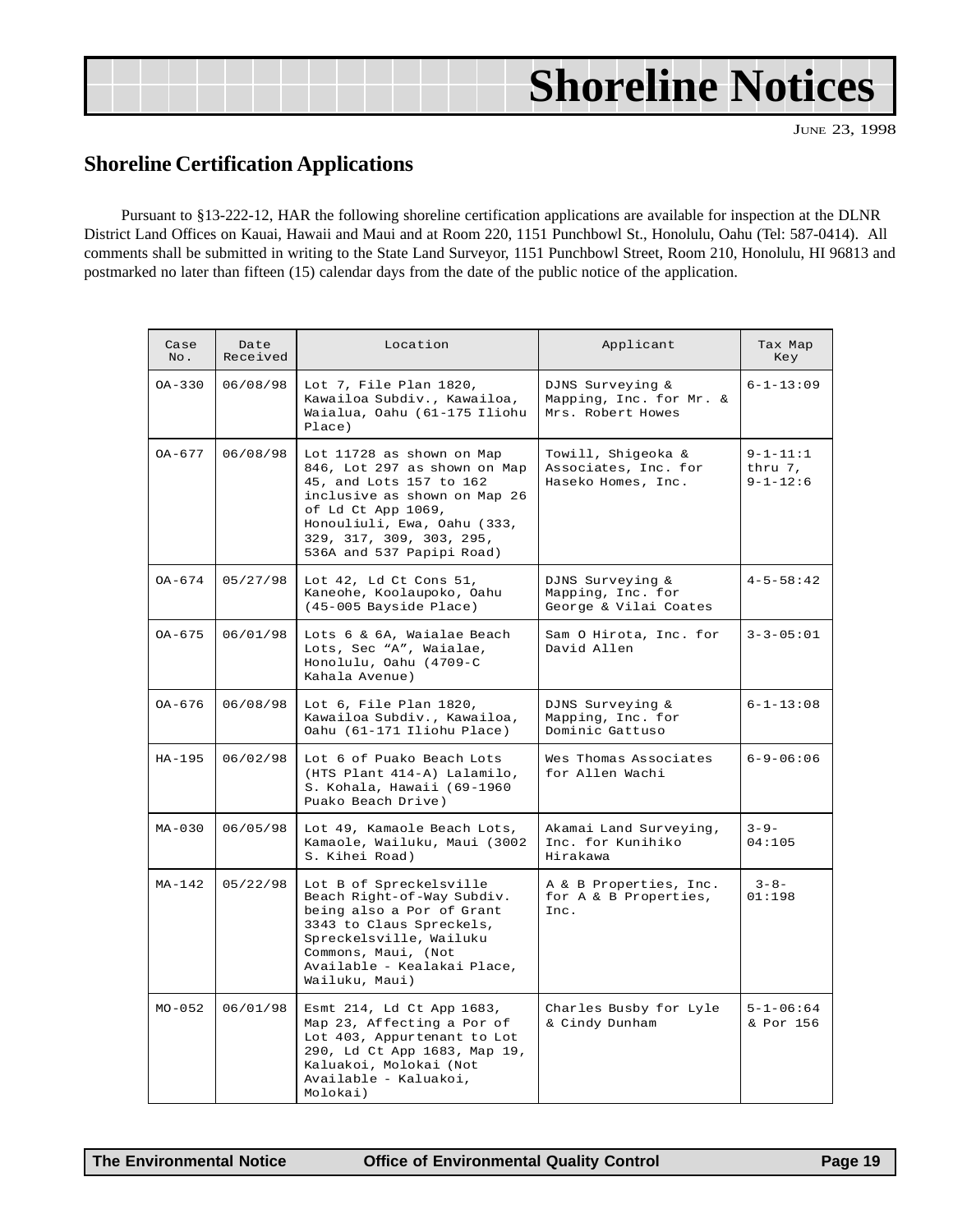# Shoreline Notices

JUNE 23, 1998

## Shoreline Certification Applications

Pursuant to §13-222-12, HAR the following shoreline certification applications are available for inspection at the DLNR District Land Offices on Kauai, Hawaii and Maui and at Room 220, 1151 Punchbowl St., Honolulu, Oahu (Tel: 587-0414). All comments shall be submitted in writing to the State Land Surveyor, 1151 Punchbowl Street, Room 210, Honolulu, HI 96813 and postmarked no later than fifteen (15) calendar days from the date of the public notice of the application.

| Case No. | Date Received | Location | Applicant | Tax Map Key |
|---|---|---|---|---|
| OA-330 | 06/08/98 | Lot 7, File Plan 1820, Kawailoa Subdiv., Kawailoa, Waialua, Oahu (61-175 Iliohu Place) | DJNS Surveying & Mapping, Inc. for Mr. & Mrs. Robert Howes | 6-1-13:09 |
| OA-677 | 06/08/98 | Lot 11728 as shown on Map 846, Lot 297 as shown on Map 45, and Lots 157 to 162 inclusive as shown on Map 26 of Ld Ct App 1069, Honouliuli, Ewa, Oahu (333, 329, 317, 309, 303, 295, 536A and 537 Papipi Road) | Towill, Shigeoka & Associates, Inc. for Haseko Homes, Inc. | 9-1-11:1 thru 7, 9-1-12:6 |
| OA-674 | 05/27/98 | Lot 42, Ld Ct Cons 51, Kaneohe, Koolaupoko, Oahu (45-005 Bayside Place) | DJNS Surveying & Mapping, Inc. for George & Vilai Coates | 4-5-58:42 |
| OA-675 | 06/01/98 | Lots 6 & 6A, Waialae Beach Lots, Sec "A", Waialae, Honolulu, Oahu (4709-C Kahala Avenue) | Sam O Hirota, Inc. for David Allen | 3-3-05:01 |
| OA-676 | 06/08/98 | Lot 6, File Plan 1820, Kawailoa Subdiv., Kawailoa, Oahu (61-171 Iliohu Place) | DJNS Surveying & Mapping, Inc. for Dominic Gattuso | 6-1-13:08 |
| HA-195 | 06/02/98 | Lot 6 of Puako Beach Lots (HTS Plant 414-A) Lalamilo, S. Kohala, Hawaii (69-1960 Puako Beach Drive) | Wes Thomas Associates for Allen Wachi | 6-9-06:06 |
| MA-030 | 06/05/98 | Lot 49, Kamaole Beach Lots, Kamaole, Wailuku, Maui (3002 S. Kihei Road) | Akamai Land Surveying, Inc. for Kunihiko Hirakawa | 3-9-04:105 |
| MA-142 | 05/22/98 | Lot B of Spreckelsville Beach Right-of-Way Subdiv. being also a Por of Grant 3343 to Claus Spreckels, Spreckelsville, Wailuku Commons, Maui, (Not Available - Kealakai Place, Wailuku, Maui) | A & B Properties, Inc. for A & B Properties, Inc. | 3-8-01:198 |
| MO-052 | 06/01/98 | Esmt 214, Ld Ct App 1683, Map 23, Affecting a Por of Lot 403, Appurtenant to Lot 290, Ld Ct App 1683, Map 19, Kaluakoi, Molokai (Not Available - Kaluakoi, Molokai) | Charles Busby for Lyle & Cindy Dunham | 5-1-06:64 & Por 156 |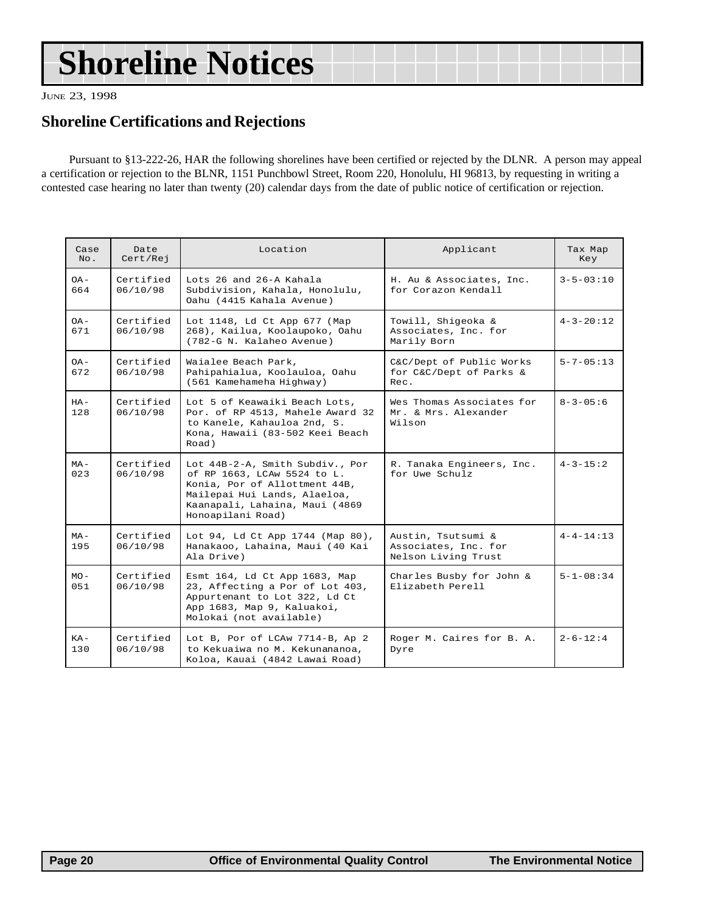# Shoreline Notices

JUNE 23, 1998

## Shoreline Certifications and Rejections

Pursuant to §13-222-26, HAR the following shorelines have been certified or rejected by the DLNR. A person may appeal a certification or rejection to the BLNR, 1151 Punchbowl Street, Room 220, Honolulu, HI 96813, by requesting in writing a contested case hearing no later than twenty (20) calendar days from the date of public notice of certification or rejection.

| Case No. | Date Cert/Rej | Location | Applicant | Tax Map Key |
|---|---|---|---|---|
| OA-664 | Certified 06/10/98 | Lots 26 and 26-A Kahala Subdivision, Kahala, Honolulu, Oahu (4415 Kahala Avenue) | H. Au & Associates, Inc. for Corazon Kendall | 3-5-03:10 |
| OA-671 | Certified 06/10/98 | Lot 1148, Ld Ct App 677 (Map 268), Kailua, Koolaupoko, Oahu (782-G N. Kalaheo Avenue) | Towill, Shigeoka & Associates, Inc. for Marily Born | 4-3-20:12 |
| OA-672 | Certified 06/10/98 | Waialee Beach Park, Pahipahialua, Koolauloa, Oahu (561 Kamehameha Highway) | C&C/Dept of Public Works for C&C/Dept of Parks & Rec. | 5-7-05:13 |
| HA-128 | Certified 06/10/98 | Lot 5 of Keawaiki Beach Lots, Por. of RP 4513, Mahele Award 32 to Kanele, Kahauloa 2nd, S. Kona, Hawaii (83-502 Keei Beach Road) | Wes Thomas Associates for Mr. & Mrs. Alexander Wilson | 8-3-05:6 |
| MA-023 | Certified 06/10/98 | Lot 44B-2-A, Smith Subdiv., Por of RP 1663, LCAw 5524 to L. Konia, Por of Allottment 44B, Mailepai Hui Lands, Alaeloa, Kaanapali, Lahaina, Maui (4869 Honoapilani Road) | R. Tanaka Engineers, Inc. for Uwe Schulz | 4-3-15:2 |
| MA-195 | Certified 06/10/98 | Lot 94, Ld Ct App 1744 (Map 80), Hanakaoo, Lahaina, Maui (40 Kai Ala Drive) | Austin, Tsutsumi & Associates, Inc. for Nelson Living Trust | 4-4-14:13 |
| MO-051 | Certified 06/10/98 | Esmt 164, Ld Ct App 1683, Map 23, Affecting a Por of Lot 403, Appurtenant to Lot 322, Ld Ct App 1683, Map 9, Kaluakoi, Molokai (not available) | Charles Busby for John & Elizabeth Perell | 5-1-08:34 |
| KA-130 | Certified 06/10/98 | Lot B, Por of LCAw 7714-B, Ap 2 to Kekuaiwa no M. Kekunananoa, Koloa, Kauai (4842 Lawai Road) | Roger M. Caires for B. A. Dyre | 2-6-12:4 |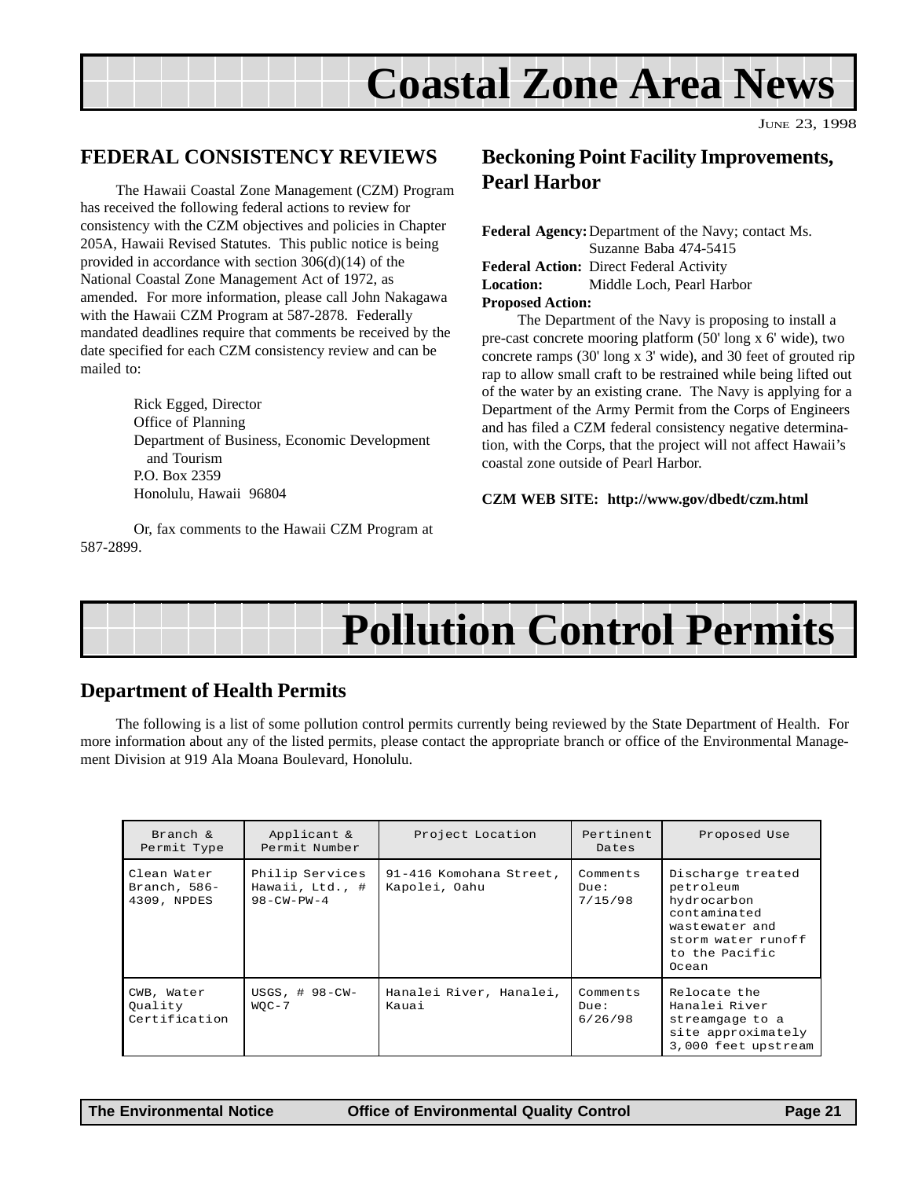# Coastal Zone Area News

JUNE 23, 1998

## FEDERAL CONSISTENCY REVIEWS

The Hawaii Coastal Zone Management (CZM) Program has received the following federal actions to review for consistency with the CZM objectives and policies in Chapter 205A, Hawaii Revised Statutes. This public notice is being provided in accordance with section 306(d)(14) of the National Coastal Zone Management Act of 1972, as amended. For more information, please call John Nakagawa with the Hawaii CZM Program at 587-2878. Federally mandated deadlines require that comments be received by the date specified for each CZM consistency review and can be mailed to:

Rick Egged, Director
Office of Planning
Department of Business, Economic Development and Tourism
P.O. Box 2359
Honolulu, Hawaii 96804

Or, fax comments to the Hawaii CZM Program at 587-2899.

## Beckoning Point Facility Improvements, Pearl Harbor

**Federal Agency:** Department of the Navy; contact Ms. Suzanne Baba 474-5415
**Federal Action:** Direct Federal Activity
**Location:** Middle Loch, Pearl Harbor
**Proposed Action:**

The Department of the Navy is proposing to install a pre-cast concrete mooring platform (50' long x 6' wide), two concrete ramps (30' long x 3' wide), and 30 feet of grouted rip rap to allow small craft to be restrained while being lifted out of the water by an existing crane. The Navy is applying for a Department of the Army Permit from the Corps of Engineers and has filed a CZM federal consistency negative determination, with the Corps, that the project will not affect Hawaii's coastal zone outside of Pearl Harbor.

**CZM WEB SITE: http://www.gov/dbedt/czm.html**

# Pollution Control Permits

## Department of Health Permits

The following is a list of some pollution control permits currently being reviewed by the State Department of Health. For more information about any of the listed permits, please contact the appropriate branch or office of the Environmental Management Division at 919 Ala Moana Boulevard, Honolulu.

| Branch & Permit Type | Applicant & Permit Number | Project Location | Pertinent Dates | Proposed Use |
|---|---|---|---|---|
| Clean Water Branch, 586-4309, NPDES | Philip Services Hawaii, Ltd., # 98-CW-PW-4 | 91-416 Komohana Street, Kapolei, Oahu | Comments Due: 7/15/98 | Discharge treated petroleum hydrocarbon contaminated wastewater and storm water runoff to the Pacific Ocean |
| CWB, Water Quality Certification | USGS, # 98-CW-WQC-7 | Hanalei River, Hanalei, Kauai | Comments Due: 6/26/98 | Relocate the Hanalei River streamgage to a site approximately 3,000 feet upstream |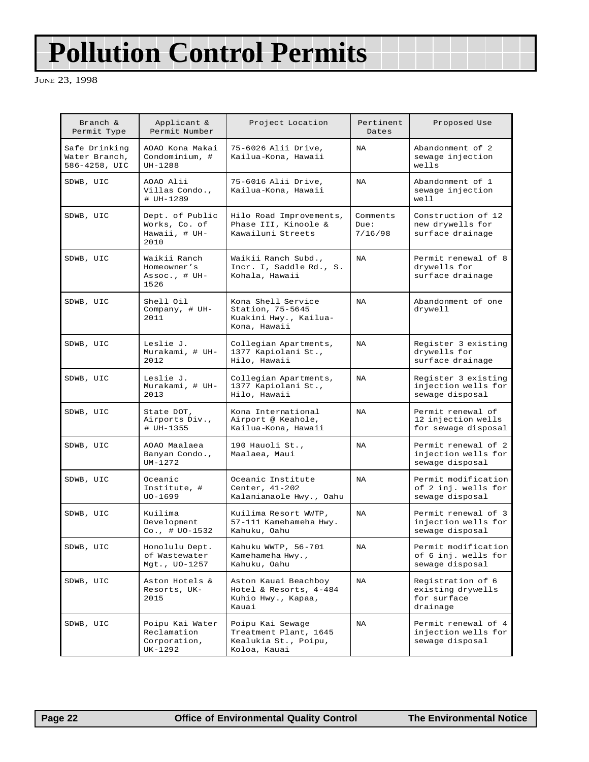# Pollution Control Permits

JUNE 23, 1998

| Branch & Permit Type | Applicant & Permit Number | Project Location | Pertinent Dates | Proposed Use |
|---|---|---|---|---|
| Safe Drinking Water Branch, 586-4258, UIC | AOAO Kona Makai Condominium, # UH-1288 | 75-6026 Alii Drive, Kailua-Kona, Hawaii | NA | Abandonment of 2 sewage injection wells |
| SDWB, UIC | AOAO Alii Villas Condo., # UH-1289 | 75-6016 Alii Drive, Kailua-Kona, Hawaii | NA | Abandonment of 1 sewage injection well |
| SDWB, UIC | Dept. of Public Works, Co. of Hawaii, # UH-2010 | Hilo Road Improvements, Phase III, Kinoole & Kawailuni Streets | Comments Due: 7/16/98 | Construction of 12 new drywells for surface drainage |
| SDWB, UIC | Waikii Ranch Homeowner's Assoc., # UH-1526 | Waikii Ranch Subd., Incr. I, Saddle Rd., S. Kohala, Hawaii | NA | Permit renewal of 8 drywells for surface drainage |
| SDWB, UIC | Shell Oil Company, # UH-2011 | Kona Shell Service Station, 75-5645 Kuakini Hwy., Kailua-Kona, Hawaii | NA | Abandonment of one drywell |
| SDWB, UIC | Leslie J. Murakami, # UH-2012 | Collegian Apartments, 1377 Kapiolani St., Hilo, Hawaii | NA | Register 3 existing drywells for surface drainage |
| SDWB, UIC | Leslie J. Murakami, # UH-2013 | Collegian Apartments, 1377 Kapiolani St., Hilo, Hawaii | NA | Register 3 existing injection wells for sewage disposal |
| SDWB, UIC | State DOT, Airports Div., # UH-1355 | Kona International Airport @ Keahole, Kailua-Kona, Hawaii | NA | Permit renewal of 12 injection wells for sewage disposal |
| SDWB, UIC | AOAO Maalaea Banyan Condo., UM-1272 | 190 Hauoli St., Maalaea, Maui | NA | Permit renewal of 2 injection wells for sewage disposal |
| SDWB, UIC | Oceanic Institute, # UO-1699 | Oceanic Institute Center, 41-202 Kalanianaole Hwy., Oahu | NA | Permit modification of 2 inj. wells for sewage disposal |
| SDWB, UIC | Kuilima Development Co., # UO-1532 | Kuilima Resort WWTP, 57-111 Kamehameha Hwy. Kahuku, Oahu | NA | Permit renewal of 3 injection wells for sewage disposal |
| SDWB, UIC | Honolulu Dept. of Wastewater Mgt., UO-1257 | Kahuku WWTP, 56-701 Kamehameha Hwy., Kahuku, Oahu | NA | Permit modification of 6 inj. wells for sewage disposal |
| SDWB, UIC | Aston Hotels & Resorts, UK-2015 | Aston Kauai Beachboy Hotel & Resorts, 4-484 Kuhio Hwy., Kapaa, Kauai | NA | Registration of 6 existing drywells for surface drainage |
| SDWB, UIC | Poipu Kai Water Reclamation Corporation, UK-1292 | Poipu Kai Sewage Treatment Plant, 1645 Kealukia St., Poipu, Koloa, Kauai | NA | Permit renewal of 4 injection wells for sewage disposal |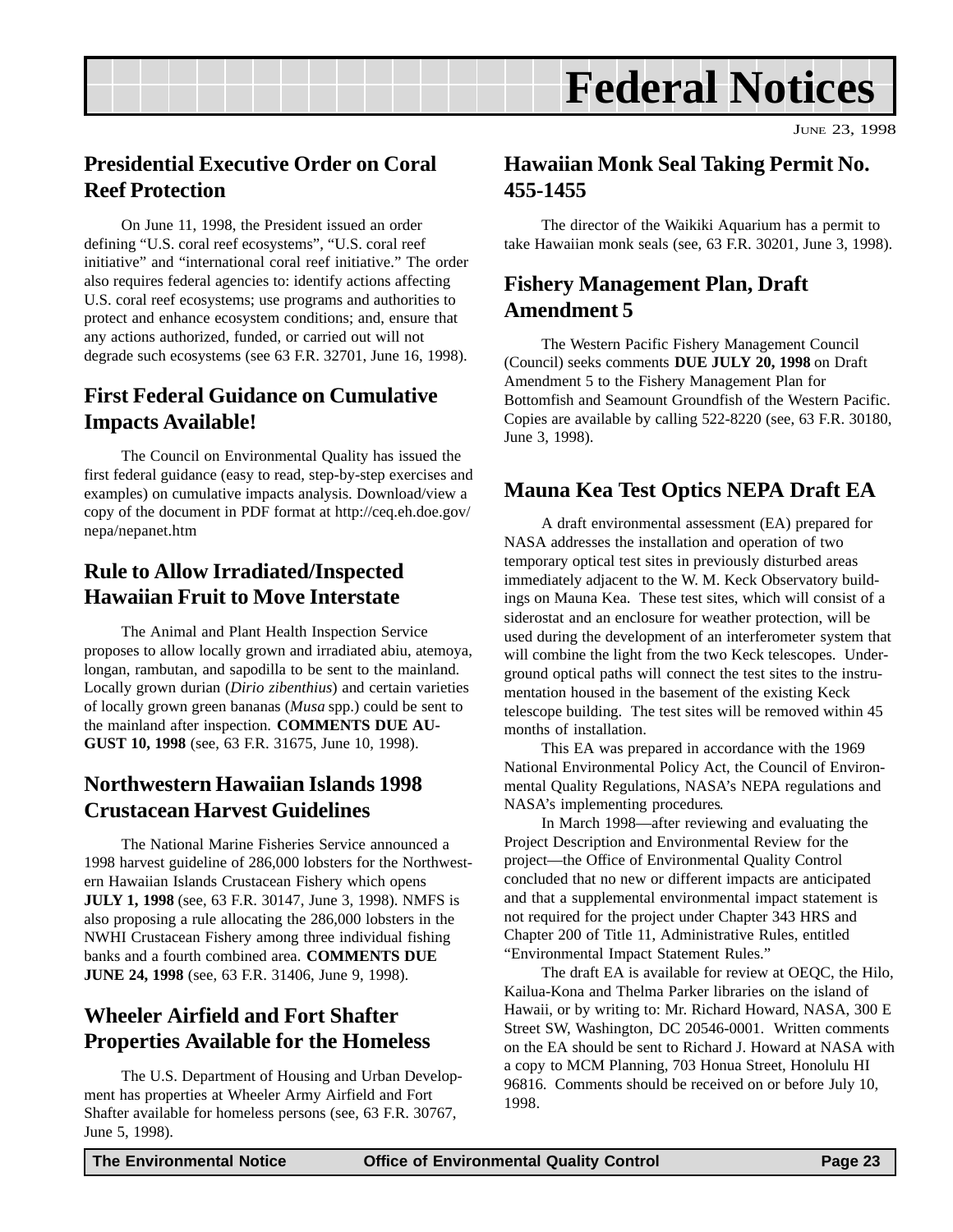# Federal Notices

June 23, 1998

## Presidential Executive Order on Coral Reef Protection

On June 11, 1998, the President issued an order defining "U.S. coral reef ecosystems", "U.S. coral reef initiative" and "international coral reef initiative." The order also requires federal agencies to: identify actions affecting U.S. coral reef ecosystems; use programs and authorities to protect and enhance ecosystem conditions; and, ensure that any actions authorized, funded, or carried out will not degrade such ecosystems (see 63 F.R. 32701, June 16, 1998).

## First Federal Guidance on Cumulative Impacts Available!

The Council on Environmental Quality has issued the first federal guidance (easy to read, step-by-step exercises and examples) on cumulative impacts analysis. Download/view a copy of the document in PDF format at http://ceq.eh.doe.gov/nepa/nepanet.htm

## Rule to Allow Irradiated/Inspected Hawaiian Fruit to Move Interstate

The Animal and Plant Health Inspection Service proposes to allow locally grown and irradiated abiu, atemoya, longan, rambutan, and sapodilla to be sent to the mainland. Locally grown durian (*Dirio zibenthius*) and certain varieties of locally grown green bananas (*Musa* spp.) could be sent to the mainland after inspection. **COMMENTS DUE AUGUST 10, 1998** (see, 63 F.R. 31675, June 10, 1998).

## Northwestern Hawaiian Islands 1998 Crustacean Harvest Guidelines

The National Marine Fisheries Service announced a 1998 harvest guideline of 286,000 lobsters for the Northwestern Hawaiian Islands Crustacean Fishery which opens **JULY 1, 1998** (see, 63 F.R. 30147, June 3, 1998). NMFS is also proposing a rule allocating the 286,000 lobsters in the NWHI Crustacean Fishery among three individual fishing banks and a fourth combined area. **COMMENTS DUE JUNE 24, 1998** (see, 63 F.R. 31406, June 9, 1998).

## Wheeler Airfield and Fort Shafter Properties Available for the Homeless

The U.S. Department of Housing and Urban Development has properties at Wheeler Army Airfield and Fort Shafter available for homeless persons (see, 63 F.R. 30767, June 5, 1998).

## Hawaiian Monk Seal Taking Permit No. 455-1455

The director of the Waikiki Aquarium has a permit to take Hawaiian monk seals (see, 63 F.R. 30201, June 3, 1998).

## Fishery Management Plan, Draft Amendment 5

The Western Pacific Fishery Management Council (Council) seeks comments **DUE JULY 20, 1998** on Draft Amendment 5 to the Fishery Management Plan for Bottomfish and Seamount Groundfish of the Western Pacific. Copies are available by calling 522-8220 (see, 63 F.R. 30180, June 3, 1998).

## Mauna Kea Test Optics NEPA Draft EA

A draft environmental assessment (EA) prepared for NASA addresses the installation and operation of two temporary optical test sites in previously disturbed areas immediately adjacent to the W. M. Keck Observatory buildings on Mauna Kea. These test sites, which will consist of a siderostat and an enclosure for weather protection, will be used during the development of an interferometer system that will combine the light from the two Keck telescopes. Underground optical paths will connect the test sites to the instrumentation housed in the basement of the existing Keck telescope building. The test sites will be removed within 45 months of installation.

This EA was prepared in accordance with the 1969 National Environmental Policy Act, the Council of Environmental Quality Regulations, NASA's NEPA regulations and NASA's implementing procedures.

In March 1998—after reviewing and evaluating the Project Description and Environmental Review for the project—the Office of Environmental Quality Control concluded that no new or different impacts are anticipated and that a supplemental environmental impact statement is not required for the project under Chapter 343 HRS and Chapter 200 of Title 11, Administrative Rules, entitled "Environmental Impact Statement Rules."

The draft EA is available for review at OEQC, the Hilo, Kailua-Kona and Thelma Parker libraries on the island of Hawaii, or by writing to: Mr. Richard Howard, NASA, 300 E Street SW, Washington, DC 20546-0001. Written comments on the EA should be sent to Richard J. Howard at NASA with a copy to MCM Planning, 703 Honua Street, Honolulu HI 96816. Comments should be received on or before July 10, 1998.